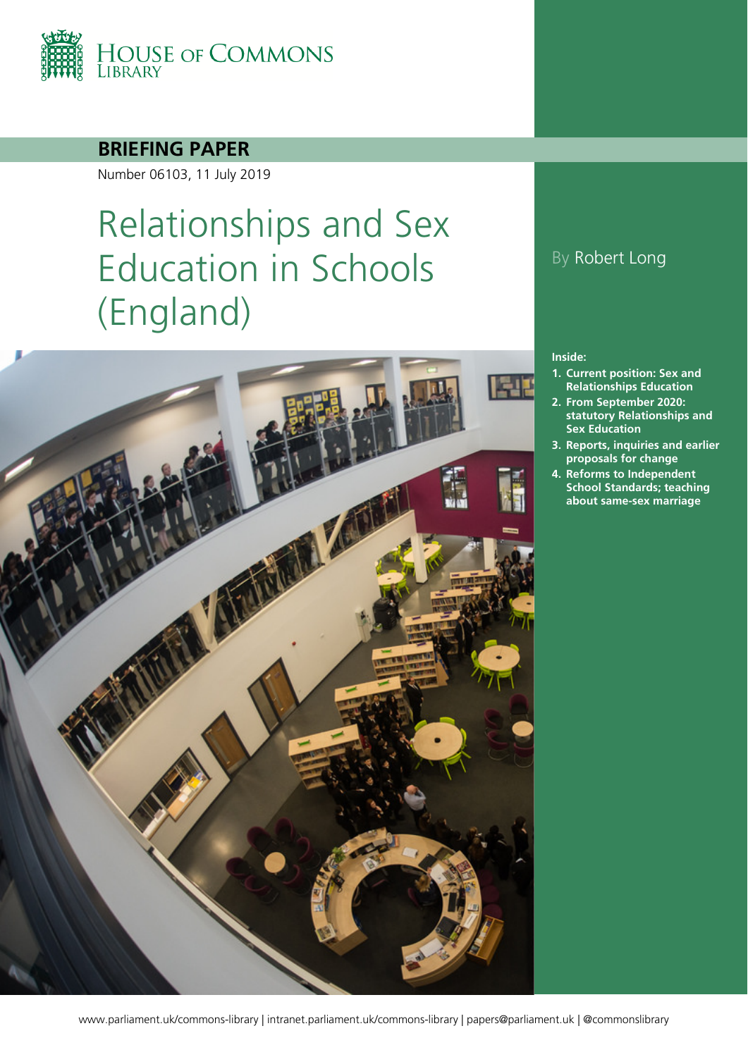HOUSE OF COMMONS LIBRARY

**BRIEFING PAPER**

Number 06103, 11 July 2019

# Relationships and Sex Education in Schools (England)

By Robert Long

**Inside:**

1. **Current position: Sex and Relationships Education**
2. **From September 2020: statutory Relationships and Sex Education**
3. **Reports, inquiries and earlier proposals for change**
4. **Reforms to Independent School Standards; teaching about same-sex marriage**

www.parliament.uk/commons-library | intranet.parliament.uk/commons-library | papers@parliament.uk | @commonslibrary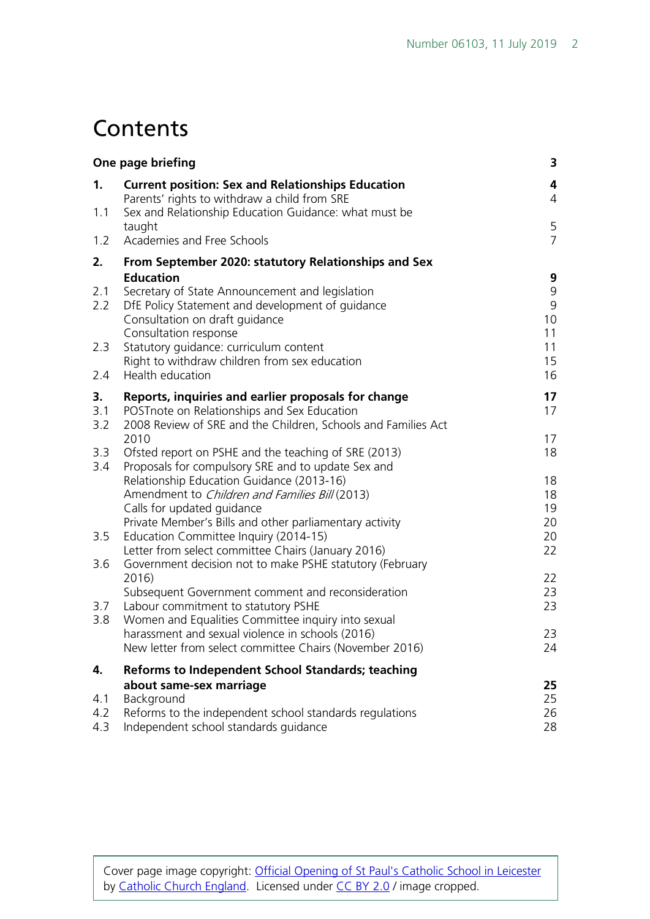# Contents

| | | |
|---|---|---|
| **One page briefing** | | **3** |
| **1.** | **Current position: Sex and Relationships Education** | **4** |
| | Parents' rights to withdraw a child from SRE | 4 |
| 1.1 | Sex and Relationship Education Guidance: what must be taught | 5 |
| 1.2 | Academies and Free Schools | 7 |
| **2.** | **From September 2020: statutory Relationships and Sex Education** | **9** |
| 2.1 | Secretary of State Announcement and legislation | 9 |
| 2.2 | DfE Policy Statement and development of guidance | 9 |
| | Consultation on draft guidance | 10 |
| | Consultation response | 11 |
| 2.3 | Statutory guidance: curriculum content | 11 |
| | Right to withdraw children from sex education | 15 |
| 2.4 | Health education | 16 |
| **3.** | **Reports, inquiries and earlier proposals for change** | **17** |
| 3.1 | POSTnote on Relationships and Sex Education | 17 |
| 3.2 | 2008 Review of SRE and the Children, Schools and Families Act 2010 | 17 |
| 3.3 | Ofsted report on PSHE and the teaching of SRE (2013) | 18 |
| 3.4 | Proposals for compulsory SRE and to update Sex and Relationship Education Guidance (2013-16) | 18 |
| | Amendment to *Children and Families Bill* (2013) | 18 |
| | Calls for updated guidance | 19 |
| | Private Member's Bills and other parliamentary activity | 20 |
| 3.5 | Education Committee Inquiry (2014-15) | 20 |
| | Letter from select committee Chairs (January 2016) | 22 |
| 3.6 | Government decision not to make PSHE statutory (February 2016) | 22 |
| | Subsequent Government comment and reconsideration | 23 |
| 3.7 | Labour commitment to statutory PSHE | 23 |
| 3.8 | Women and Equalities Committee inquiry into sexual harassment and sexual violence in schools (2016) | 23 |
| | New letter from select committee Chairs (November 2016) | 24 |
| **4.** | **Reforms to Independent School Standards; teaching about same-sex marriage** | **25** |
| 4.1 | Background | 25 |
| 4.2 | Reforms to the independent school standards regulations | 26 |
| 4.3 | Independent school standards guidance | 28 |

Cover page image copyright: Official Opening of St Paul's Catholic School in Leicester by Catholic Church England. Licensed under CC BY 2.0 / image cropped.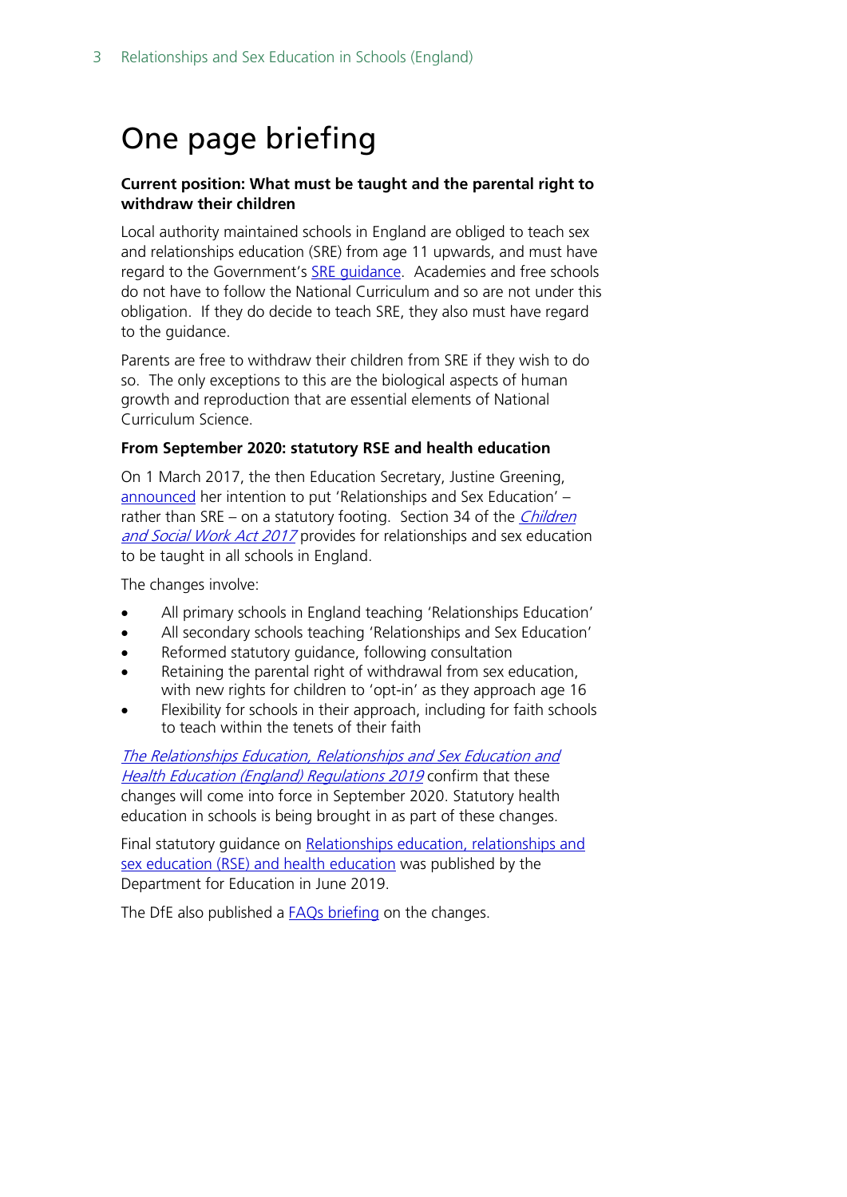# One page briefing

**Current position: What must be taught and the parental right to withdraw their children**

Local authority maintained schools in England are obliged to teach sex and relationships education (SRE) from age 11 upwards, and must have regard to the Government's SRE guidance. Academies and free schools do not have to follow the National Curriculum and so are not under this obligation. If they do decide to teach SRE, they also must have regard to the guidance.

Parents are free to withdraw their children from SRE if they wish to do so. The only exceptions to this are the biological aspects of human growth and reproduction that are essential elements of National Curriculum Science.

**From September 2020: statutory RSE and health education**

On 1 March 2017, the then Education Secretary, Justine Greening, announced her intention to put 'Relationships and Sex Education' – rather than SRE – on a statutory footing. Section 34 of the *Children and Social Work Act 2017* provides for relationships and sex education to be taught in all schools in England.

The changes involve:

- All primary schools in England teaching 'Relationships Education'
- All secondary schools teaching 'Relationships and Sex Education'
- Reformed statutory guidance, following consultation
- Retaining the parental right of withdrawal from sex education, with new rights for children to 'opt-in' as they approach age 16
- Flexibility for schools in their approach, including for faith schools to teach within the tenets of their faith

*The Relationships Education, Relationships and Sex Education and Health Education (England) Regulations 2019* confirm that these changes will come into force in September 2020. Statutory health education in schools is being brought in as part of these changes.

Final statutory guidance on Relationships education, relationships and sex education (RSE) and health education was published by the Department for Education in June 2019.

The DfE also published a FAQs briefing on the changes.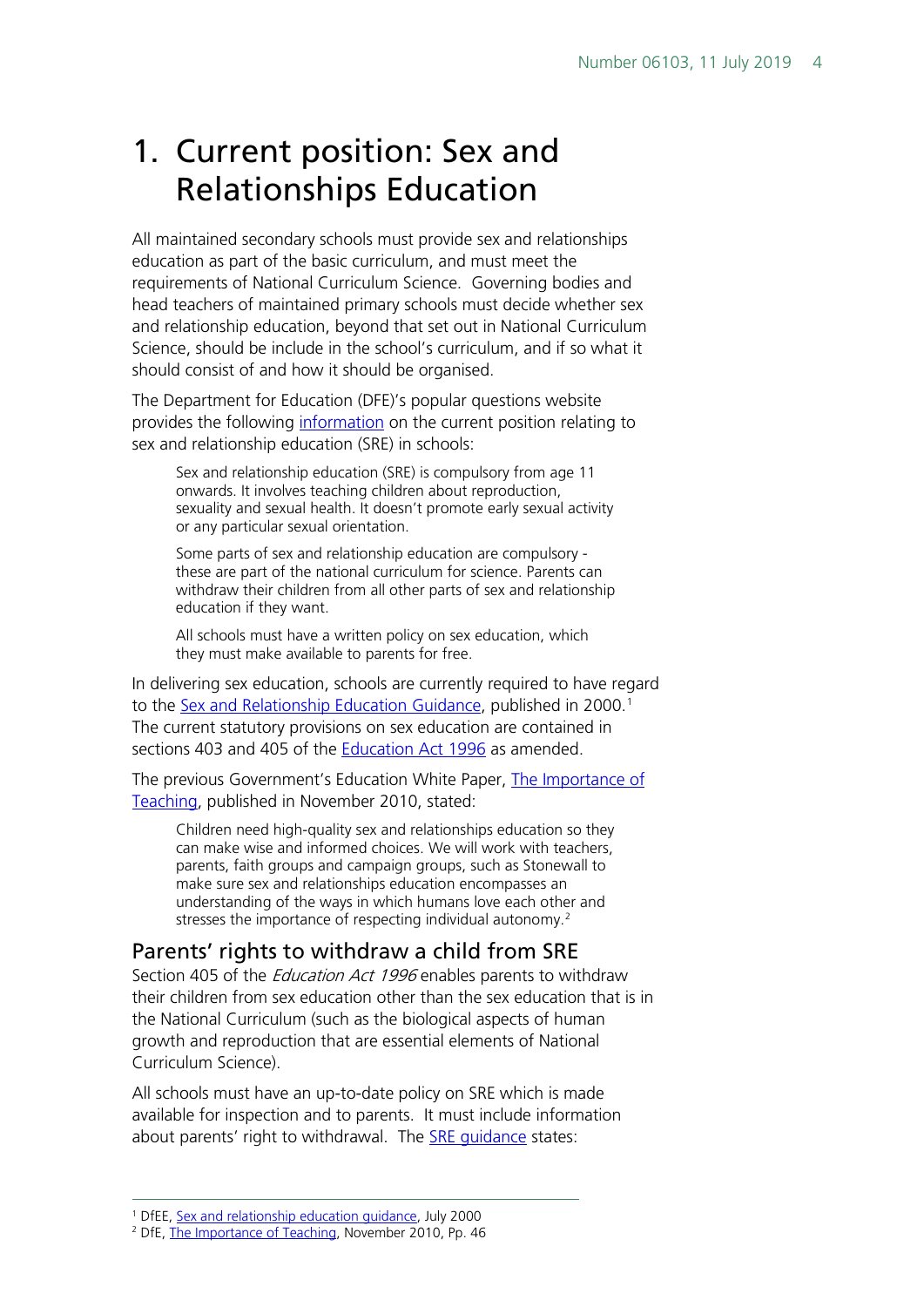# 1. Current position: Sex and Relationships Education

All maintained secondary schools must provide sex and relationships education as part of the basic curriculum, and must meet the requirements of National Curriculum Science. Governing bodies and head teachers of maintained primary schools must decide whether sex and relationship education, beyond that set out in National Curriculum Science, should be include in the school's curriculum, and if so what it should consist of and how it should be organised.

The Department for Education (DFE)'s popular questions website provides the following information on the current position relating to sex and relationship education (SRE) in schools:

> Sex and relationship education (SRE) is compulsory from age 11 onwards. It involves teaching children about reproduction, sexuality and sexual health. It doesn't promote early sexual activity or any particular sexual orientation.
>
> Some parts of sex and relationship education are compulsory - these are part of the national curriculum for science. Parents can withdraw their children from all other parts of sex and relationship education if they want.
>
> All schools must have a written policy on sex education, which they must make available to parents for free.

In delivering sex education, schools are currently required to have regard to the Sex and Relationship Education Guidance, published in 2000.[1] The current statutory provisions on sex education are contained in sections 403 and 405 of the Education Act 1996 as amended.

The previous Government's Education White Paper, The Importance of Teaching, published in November 2010, stated:

> Children need high-quality sex and relationships education so they can make wise and informed choices. We will work with teachers, parents, faith groups and campaign groups, such as Stonewall to make sure sex and relationships education encompasses an understanding of the ways in which humans love each other and stresses the importance of respecting individual autonomy.[2]

## Parents' rights to withdraw a child from SRE

Section 405 of the *Education Act 1996* enables parents to withdraw their children from sex education other than the sex education that is in the National Curriculum (such as the biological aspects of human growth and reproduction that are essential elements of National Curriculum Science).

All schools must have an up-to-date policy on SRE which is made available for inspection and to parents. It must include information about parents' right to withdrawal. The SRE guidance states:

---

[1] DfEE, Sex and relationship education guidance, July 2000

[2] DfE, The Importance of Teaching, November 2010, Pp. 46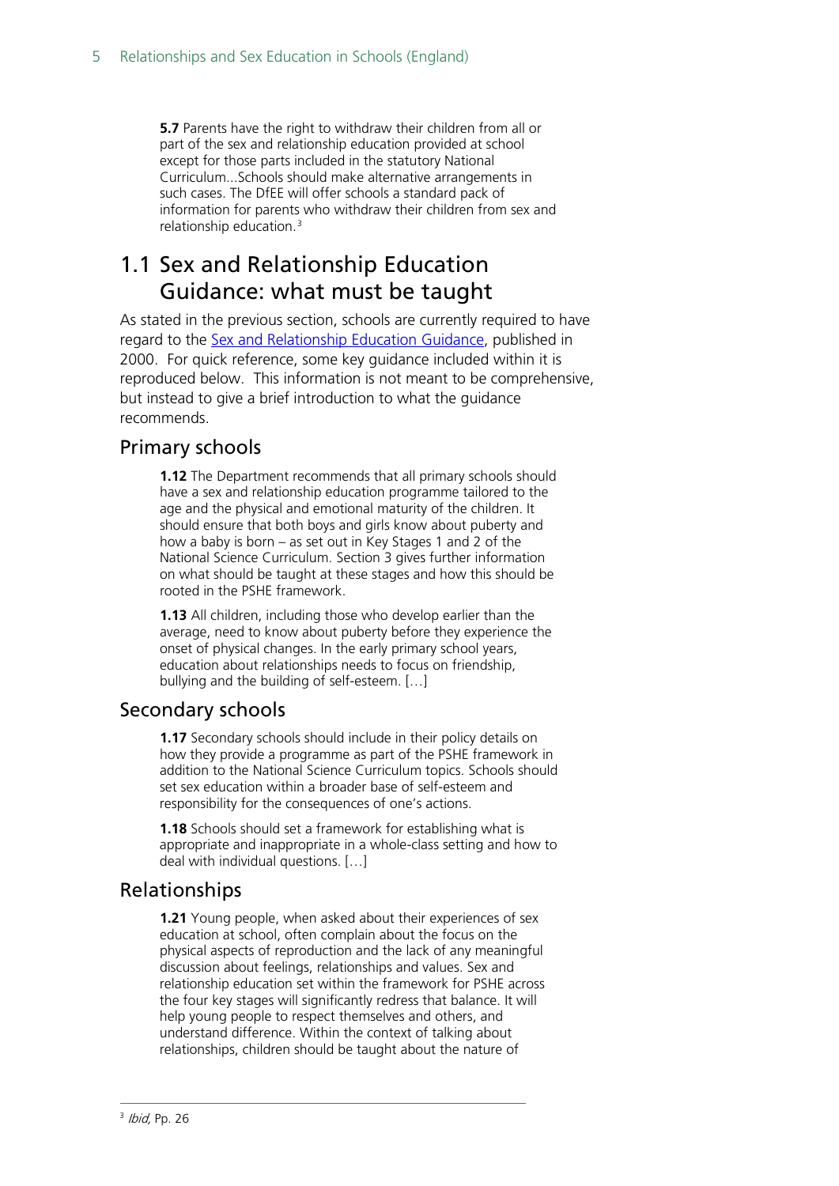> **5.7** Parents have the right to withdraw their children from all or part of the sex and relationship education provided at school except for those parts included in the statutory National Curriculum...Schools should make alternative arrangements in such cases. The DfEE will offer schools a standard pack of information for parents who withdraw their children from sex and relationship education.[3]

## 1.1 Sex and Relationship Education Guidance: what must be taught

As stated in the previous section, schools are currently required to have regard to the [Sex and Relationship Education Guidance](), published in 2000. For quick reference, some key guidance included within it is reproduced below. This information is not meant to be comprehensive, but instead to give a brief introduction to what the guidance recommends.

### Primary schools

> **1.12** The Department recommends that all primary schools should have a sex and relationship education programme tailored to the age and the physical and emotional maturity of the children. It should ensure that both boys and girls know about puberty and how a baby is born – as set out in Key Stages 1 and 2 of the National Science Curriculum. Section 3 gives further information on what should be taught at these stages and how this should be rooted in the PSHE framework.
>
> **1.13** All children, including those who develop earlier than the average, need to know about puberty before they experience the onset of physical changes. In the early primary school years, education about relationships needs to focus on friendship, bullying and the building of self-esteem. […]

### Secondary schools

> **1.17** Secondary schools should include in their policy details on how they provide a programme as part of the PSHE framework in addition to the National Science Curriculum topics. Schools should set sex education within a broader base of self-esteem and responsibility for the consequences of one's actions.
>
> **1.18** Schools should set a framework for establishing what is appropriate and inappropriate in a whole-class setting and how to deal with individual questions. […]

### Relationships

> **1.21** Young people, when asked about their experiences of sex education at school, often complain about the focus on the physical aspects of reproduction and the lack of any meaningful discussion about feelings, relationships and values. Sex and relationship education set within the framework for PSHE across the four key stages will significantly redress that balance. It will help young people to respect themselves and others, and understand difference. Within the context of talking about relationships, children should be taught about the nature of

---

[3] *Ibid,* Pp. 26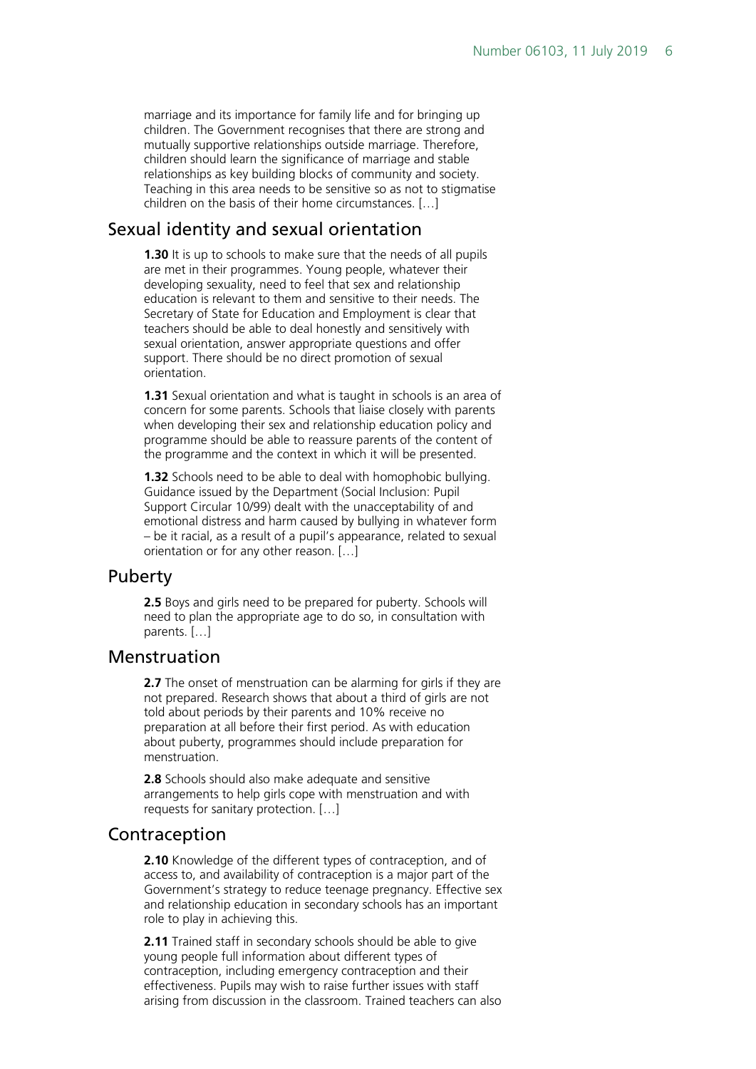marriage and its importance for family life and for bringing up children. The Government recognises that there are strong and mutually supportive relationships outside marriage. Therefore, children should learn the significance of marriage and stable relationships as key building blocks of community and society. Teaching in this area needs to be sensitive so as not to stigmatise children on the basis of their home circumstances. […]

## Sexual identity and sexual orientation

**1.30** It is up to schools to make sure that the needs of all pupils are met in their programmes. Young people, whatever their developing sexuality, need to feel that sex and relationship education is relevant to them and sensitive to their needs. The Secretary of State for Education and Employment is clear that teachers should be able to deal honestly and sensitively with sexual orientation, answer appropriate questions and offer support. There should be no direct promotion of sexual orientation.

**1.31** Sexual orientation and what is taught in schools is an area of concern for some parents. Schools that liaise closely with parents when developing their sex and relationship education policy and programme should be able to reassure parents of the content of the programme and the context in which it will be presented.

**1.32** Schools need to be able to deal with homophobic bullying. Guidance issued by the Department (Social Inclusion: Pupil Support Circular 10/99) dealt with the unacceptability of and emotional distress and harm caused by bullying in whatever form – be it racial, as a result of a pupil's appearance, related to sexual orientation or for any other reason. […]

## Puberty

**2.5** Boys and girls need to be prepared for puberty. Schools will need to plan the appropriate age to do so, in consultation with parents. […]

## Menstruation

**2.7** The onset of menstruation can be alarming for girls if they are not prepared. Research shows that about a third of girls are not told about periods by their parents and 10% receive no preparation at all before their first period. As with education about puberty, programmes should include preparation for menstruation.

**2.8** Schools should also make adequate and sensitive arrangements to help girls cope with menstruation and with requests for sanitary protection. […]

## Contraception

**2.10** Knowledge of the different types of contraception, and of access to, and availability of contraception is a major part of the Government's strategy to reduce teenage pregnancy. Effective sex and relationship education in secondary schools has an important role to play in achieving this.

**2.11** Trained staff in secondary schools should be able to give young people full information about different types of contraception, including emergency contraception and their effectiveness. Pupils may wish to raise further issues with staff arising from discussion in the classroom. Trained teachers can also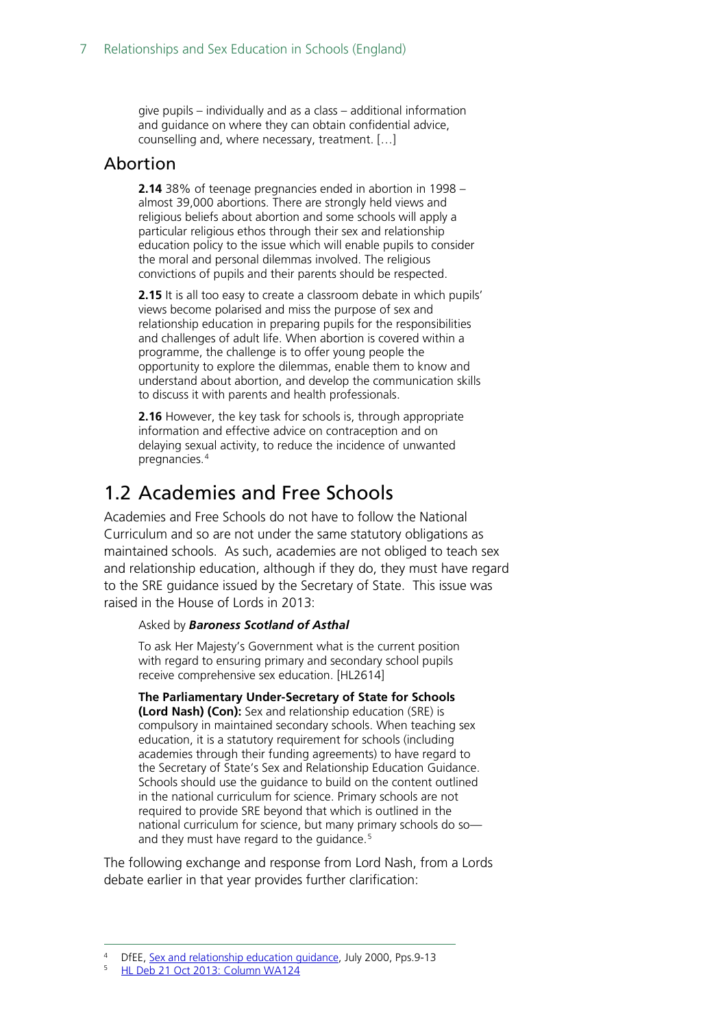> give pupils – individually and as a class – additional information and guidance on where they can obtain confidential advice, counselling and, where necessary, treatment. […]

### Abortion

> **2.14** 38% of teenage pregnancies ended in abortion in 1998 – almost 39,000 abortions. There are strongly held views and religious beliefs about abortion and some schools will apply a particular religious ethos through their sex and relationship education policy to the issue which will enable pupils to consider the moral and personal dilemmas involved. The religious convictions of pupils and their parents should be respected.
>
> **2.15** It is all too easy to create a classroom debate in which pupils' views become polarised and miss the purpose of sex and relationship education in preparing pupils for the responsibilities and challenges of adult life. When abortion is covered within a programme, the challenge is to offer young people the opportunity to explore the dilemmas, enable them to know and understand about abortion, and develop the communication skills to discuss it with parents and health professionals.
>
> **2.16** However, the key task for schools is, through appropriate information and effective advice on contraception and on delaying sexual activity, to reduce the incidence of unwanted pregnancies.[4]

## 1.2 Academies and Free Schools

Academies and Free Schools do not have to follow the National Curriculum and so are not under the same statutory obligations as maintained schools. As such, academies are not obliged to teach sex and relationship education, although if they do, they must have regard to the SRE guidance issued by the Secretary of State. This issue was raised in the House of Lords in 2013:

> Asked by ***Baroness Scotland of Asthal***
>
> To ask Her Majesty's Government what is the current position with regard to ensuring primary and secondary school pupils receive comprehensive sex education. [HL2614]
>
> **The Parliamentary Under-Secretary of State for Schools (Lord Nash) (Con):** Sex and relationship education (SRE) is compulsory in maintained secondary schools. When teaching sex education, it is a statutory requirement for schools (including academies through their funding agreements) to have regard to the Secretary of State's Sex and Relationship Education Guidance. Schools should use the guidance to build on the content outlined in the national curriculum for science. Primary schools are not required to provide SRE beyond that which is outlined in the national curriculum for science, but many primary schools do so—and they must have regard to the guidance.[5]

The following exchange and response from Lord Nash, from a Lords debate earlier in that year provides further clarification:

---

[4] DfEE, Sex and relationship education guidance, July 2000, Pps.9-13

[5] HL Deb 21 Oct 2013: Column WA124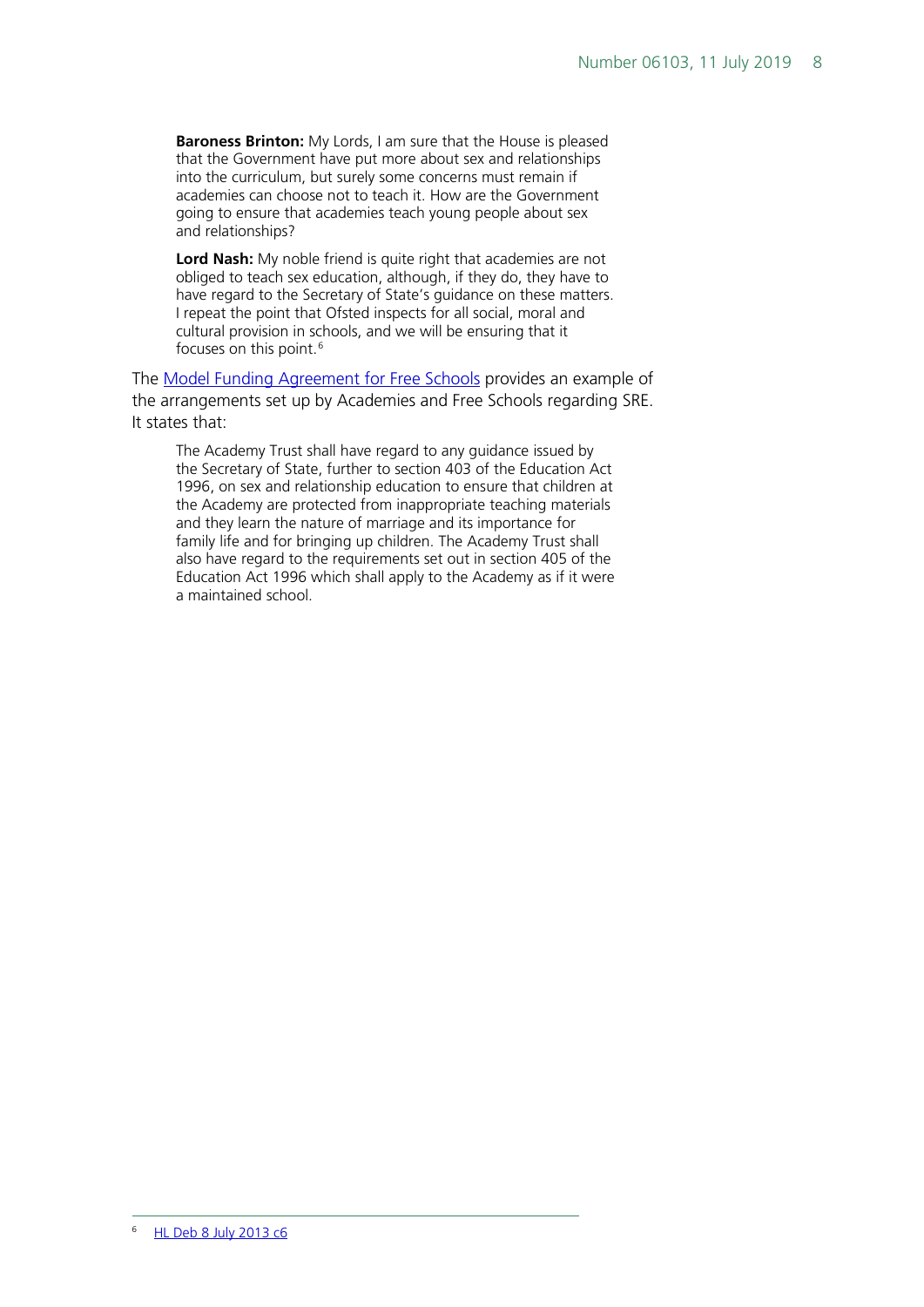> **Baroness Brinton:** My Lords, I am sure that the House is pleased that the Government have put more about sex and relationships into the curriculum, but surely some concerns must remain if academies can choose not to teach it. How are the Government going to ensure that academies teach young people about sex and relationships?
>
> **Lord Nash:** My noble friend is quite right that academies are not obliged to teach sex education, although, if they do, they have to have regard to the Secretary of State's guidance on these matters. I repeat the point that Ofsted inspects for all social, moral and cultural provision in schools, and we will be ensuring that it focuses on this point.[6]

The Model Funding Agreement for Free Schools provides an example of the arrangements set up by Academies and Free Schools regarding SRE. It states that:

> The Academy Trust shall have regard to any guidance issued by the Secretary of State, further to section 403 of the Education Act 1996, on sex and relationship education to ensure that children at the Academy are protected from inappropriate teaching materials and they learn the nature of marriage and its importance for family life and for bringing up children. The Academy Trust shall also have regard to the requirements set out in section 405 of the Education Act 1996 which shall apply to the Academy as if it were a maintained school.

---

[6] HL Deb 8 July 2013 c6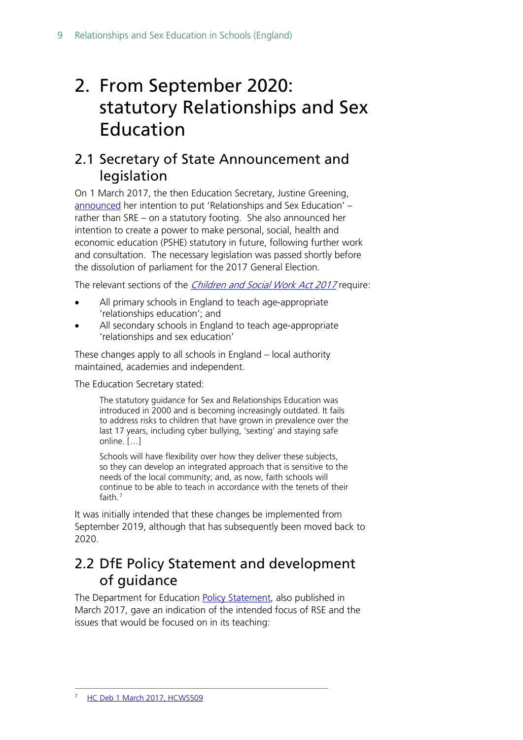# 2. From September 2020: statutory Relationships and Sex Education

## 2.1 Secretary of State Announcement and legislation

On 1 March 2017, the then Education Secretary, Justine Greening, announced her intention to put 'Relationships and Sex Education' – rather than SRE – on a statutory footing. She also announced her intention to create a power to make personal, social, health and economic education (PSHE) statutory in future, following further work and consultation. The necessary legislation was passed shortly before the dissolution of parliament for the 2017 General Election.

The relevant sections of the *Children and Social Work Act 2017* require:

- All primary schools in England to teach age-appropriate 'relationships education'; and
- All secondary schools in England to teach age-appropriate 'relationships and sex education'

These changes apply to all schools in England – local authority maintained, academies and independent.

The Education Secretary stated:

> The statutory guidance for Sex and Relationships Education was introduced in 2000 and is becoming increasingly outdated. It fails to address risks to children that have grown in prevalence over the last 17 years, including cyber bullying, 'sexting' and staying safe online. […]
>
> Schools will have flexibility over how they deliver these subjects, so they can develop an integrated approach that is sensitive to the needs of the local community; and, as now, faith schools will continue to be able to teach in accordance with the tenets of their faith.[7]

It was initially intended that these changes be implemented from September 2019, although that has subsequently been moved back to 2020.

## 2.2 DfE Policy Statement and development of guidance

The Department for Education Policy Statement, also published in March 2017, gave an indication of the intended focus of RSE and the issues that would be focused on in its teaching:

---

7 HC Deb 1 March 2017, HCWS509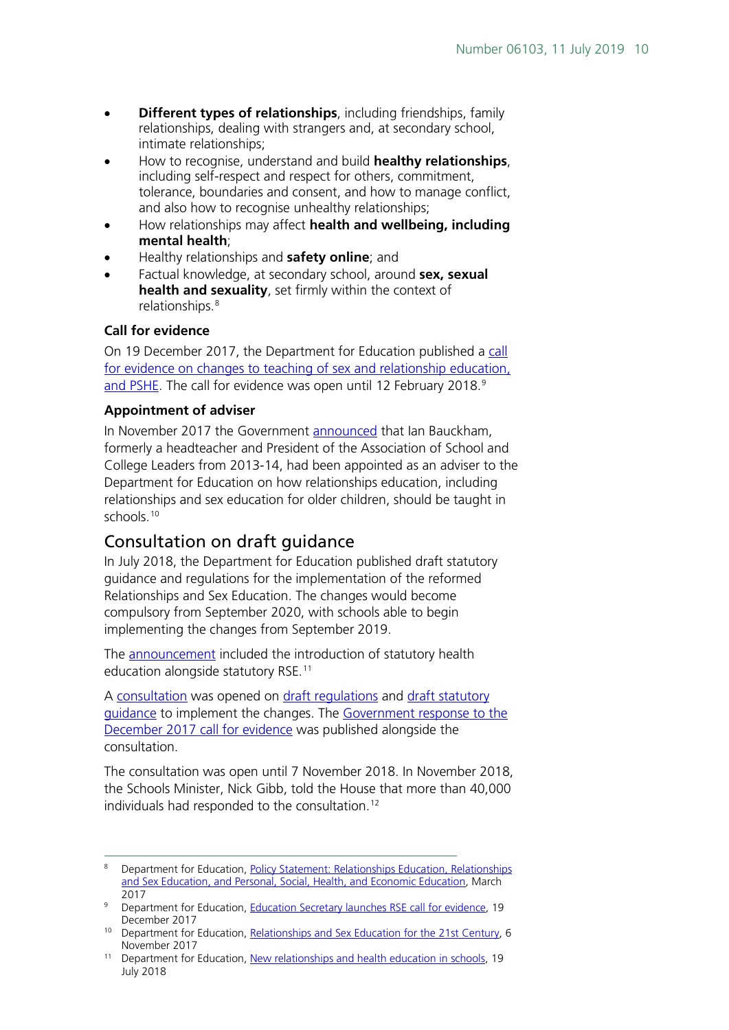- **Different types of relationships**, including friendships, family relationships, dealing with strangers and, at secondary school, intimate relationships;
- How to recognise, understand and build **healthy relationships**, including self-respect and respect for others, commitment, tolerance, boundaries and consent, and how to manage conflict, and also how to recognise unhealthy relationships;
- How relationships may affect **health and wellbeing, including mental health**;
- Healthy relationships and **safety online**; and
- Factual knowledge, at secondary school, around **sex, sexual health and sexuality**, set firmly within the context of relationships.[8]

### Call for evidence

On 19 December 2017, the Department for Education published a call for evidence on changes to teaching of sex and relationship education, and PSHE. The call for evidence was open until 12 February 2018.[9]

### Appointment of adviser

In November 2017 the Government announced that Ian Bauckham, formerly a headteacher and President of the Association of School and College Leaders from 2013-14, had been appointed as an adviser to the Department for Education on how relationships education, including relationships and sex education for older children, should be taught in schools.[10]

## Consultation on draft guidance

In July 2018, the Department for Education published draft statutory guidance and regulations for the implementation of the reformed Relationships and Sex Education. The changes would become compulsory from September 2020, with schools able to begin implementing the changes from September 2019.

The announcement included the introduction of statutory health education alongside statutory RSE.[11]

A consultation was opened on draft regulations and draft statutory guidance to implement the changes. The Government response to the December 2017 call for evidence was published alongside the consultation.

The consultation was open until 7 November 2018. In November 2018, the Schools Minister, Nick Gibb, told the House that more than 40,000 individuals had responded to the consultation.[12]

---

[8] Department for Education, Policy Statement: Relationships Education, Relationships and Sex Education, and Personal, Social, Health, and Economic Education, March 2017

[9] Department for Education, Education Secretary launches RSE call for evidence, 19 December 2017

[10] Department for Education, Relationships and Sex Education for the 21st Century, 6 November 2017

[11] Department for Education, New relationships and health education in schools, 19 July 2018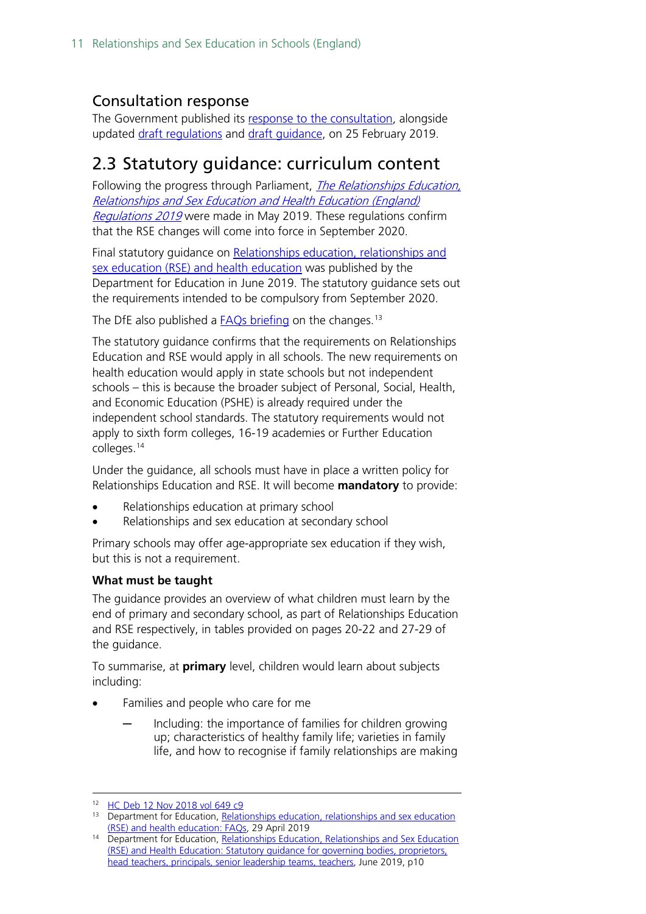### Consultation response

The Government published its response to the consultation, alongside updated draft regulations and draft guidance, on 25 February 2019.

## 2.3 Statutory guidance: curriculum content

Following the progress through Parliament, *The Relationships Education, Relationships and Sex Education and Health Education (England) Regulations 2019* were made in May 2019. These regulations confirm that the RSE changes will come into force in September 2020.

Final statutory guidance on Relationships education, relationships and sex education (RSE) and health education was published by the Department for Education in June 2019. The statutory guidance sets out the requirements intended to be compulsory from September 2020.

The DfE also published a FAQs briefing on the changes.[13]

The statutory guidance confirms that the requirements on Relationships Education and RSE would apply in all schools. The new requirements on health education would apply in state schools but not independent schools – this is because the broader subject of Personal, Social, Health, and Economic Education (PSHE) is already required under the independent school standards. The statutory requirements would not apply to sixth form colleges, 16-19 academies or Further Education colleges.[14]

Under the guidance, all schools must have in place a written policy for Relationships Education and RSE. It will become **mandatory** to provide:

- Relationships education at primary school
- Relationships and sex education at secondary school

Primary schools may offer age-appropriate sex education if they wish, but this is not a requirement.

**What must be taught**

The guidance provides an overview of what children must learn by the end of primary and secondary school, as part of Relationships Education and RSE respectively, in tables provided on pages 20-22 and 27-29 of the guidance.

To summarise, at **primary** level, children would learn about subjects including:

- Families and people who care for me
  - Including: the importance of families for children growing up; characteristics of healthy family life; varieties in family life, and how to recognise if family relationships are making

---

[12] HC Deb 12 Nov 2018 vol 649 c9

[13] Department for Education, Relationships education, relationships and sex education (RSE) and health education: FAQs, 29 April 2019

[14] Department for Education, Relationships Education, Relationships and Sex Education (RSE) and Health Education: Statutory guidance for governing bodies, proprietors, head teachers, principals, senior leadership teams, teachers, June 2019, p10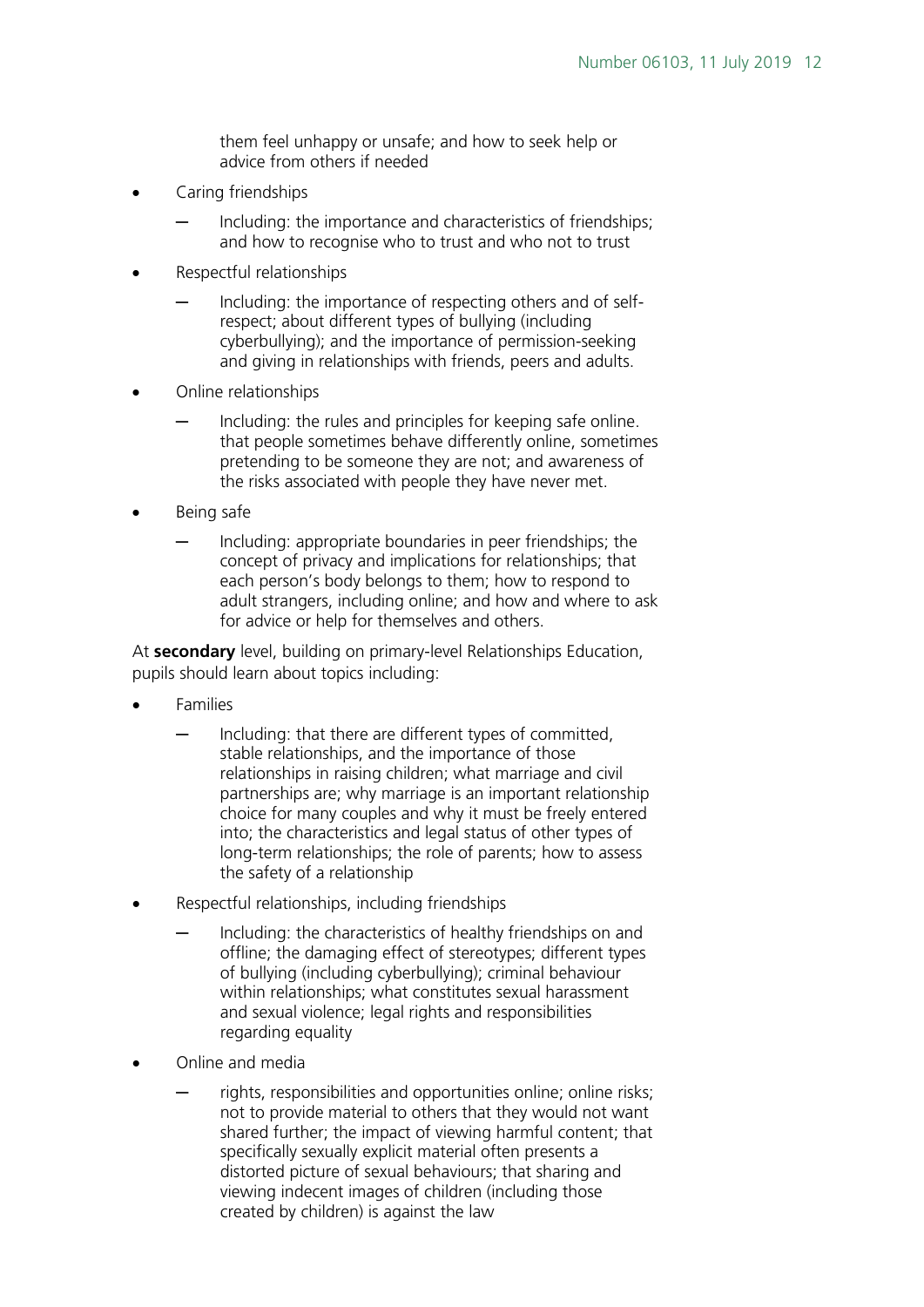them feel unhappy or unsafe; and how to seek help or advice from others if needed

- Caring friendships
  - Including: the importance and characteristics of friendships; and how to recognise who to trust and who not to trust
- Respectful relationships
  - Including: the importance of respecting others and of self-respect; about different types of bullying (including cyberbullying); and the importance of permission-seeking and giving in relationships with friends, peers and adults.
- Online relationships
  - Including: the rules and principles for keeping safe online. that people sometimes behave differently online, sometimes pretending to be someone they are not; and awareness of the risks associated with people they have never met.
- Being safe
  - Including: appropriate boundaries in peer friendships; the concept of privacy and implications for relationships; that each person's body belongs to them; how to respond to adult strangers, including online; and how and where to ask for advice or help for themselves and others.

At **secondary** level, building on primary-level Relationships Education, pupils should learn about topics including:

- Families
  - Including: that there are different types of committed, stable relationships, and the importance of those relationships in raising children; what marriage and civil partnerships are; why marriage is an important relationship choice for many couples and why it must be freely entered into; the characteristics and legal status of other types of long-term relationships; the role of parents; how to assess the safety of a relationship
- Respectful relationships, including friendships
  - Including: the characteristics of healthy friendships on and offline; the damaging effect of stereotypes; different types of bullying (including cyberbullying); criminal behaviour within relationships; what constitutes sexual harassment and sexual violence; legal rights and responsibilities regarding equality
- Online and media
  - rights, responsibilities and opportunities online; online risks; not to provide material to others that they would not want shared further; the impact of viewing harmful content; that specifically sexually explicit material often presents a distorted picture of sexual behaviours; that sharing and viewing indecent images of children (including those created by children) is against the law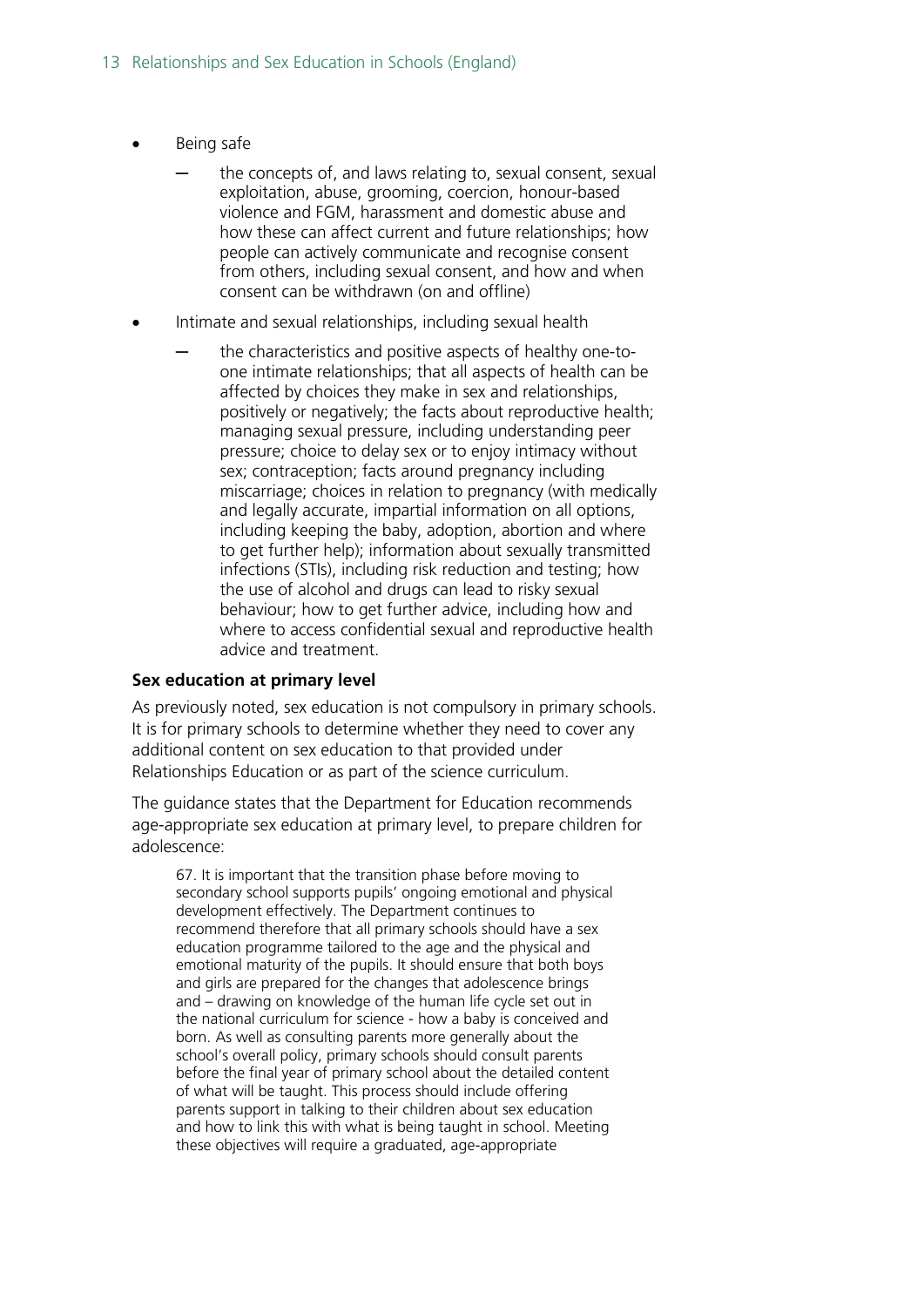- Being safe
  - the concepts of, and laws relating to, sexual consent, sexual exploitation, abuse, grooming, coercion, honour-based violence and FGM, harassment and domestic abuse and how these can affect current and future relationships; how people can actively communicate and recognise consent from others, including sexual consent, and how and when consent can be withdrawn (on and offline)
- Intimate and sexual relationships, including sexual health
  - the characteristics and positive aspects of healthy one-to-one intimate relationships; that all aspects of health can be affected by choices they make in sex and relationships, positively or negatively; the facts about reproductive health; managing sexual pressure, including understanding peer pressure; choice to delay sex or to enjoy intimacy without sex; contraception; facts around pregnancy including miscarriage; choices in relation to pregnancy (with medically and legally accurate, impartial information on all options, including keeping the baby, adoption, abortion and where to get further help); information about sexually transmitted infections (STIs), including risk reduction and testing; how the use of alcohol and drugs can lead to risky sexual behaviour; how to get further advice, including how and where to access confidential sexual and reproductive health advice and treatment.

**Sex education at primary level**

As previously noted, sex education is not compulsory in primary schools. It is for primary schools to determine whether they need to cover any additional content on sex education to that provided under Relationships Education or as part of the science curriculum.

The guidance states that the Department for Education recommends age-appropriate sex education at primary level, to prepare children for adolescence:

> 67. It is important that the transition phase before moving to secondary school supports pupils' ongoing emotional and physical development effectively. The Department continues to recommend therefore that all primary schools should have a sex education programme tailored to the age and the physical and emotional maturity of the pupils. It should ensure that both boys and girls are prepared for the changes that adolescence brings and – drawing on knowledge of the human life cycle set out in the national curriculum for science - how a baby is conceived and born. As well as consulting parents more generally about the school's overall policy, primary schools should consult parents before the final year of primary school about the detailed content of what will be taught. This process should include offering parents support in talking to their children about sex education and how to link this with what is being taught in school. Meeting these objectives will require a graduated, age-appropriate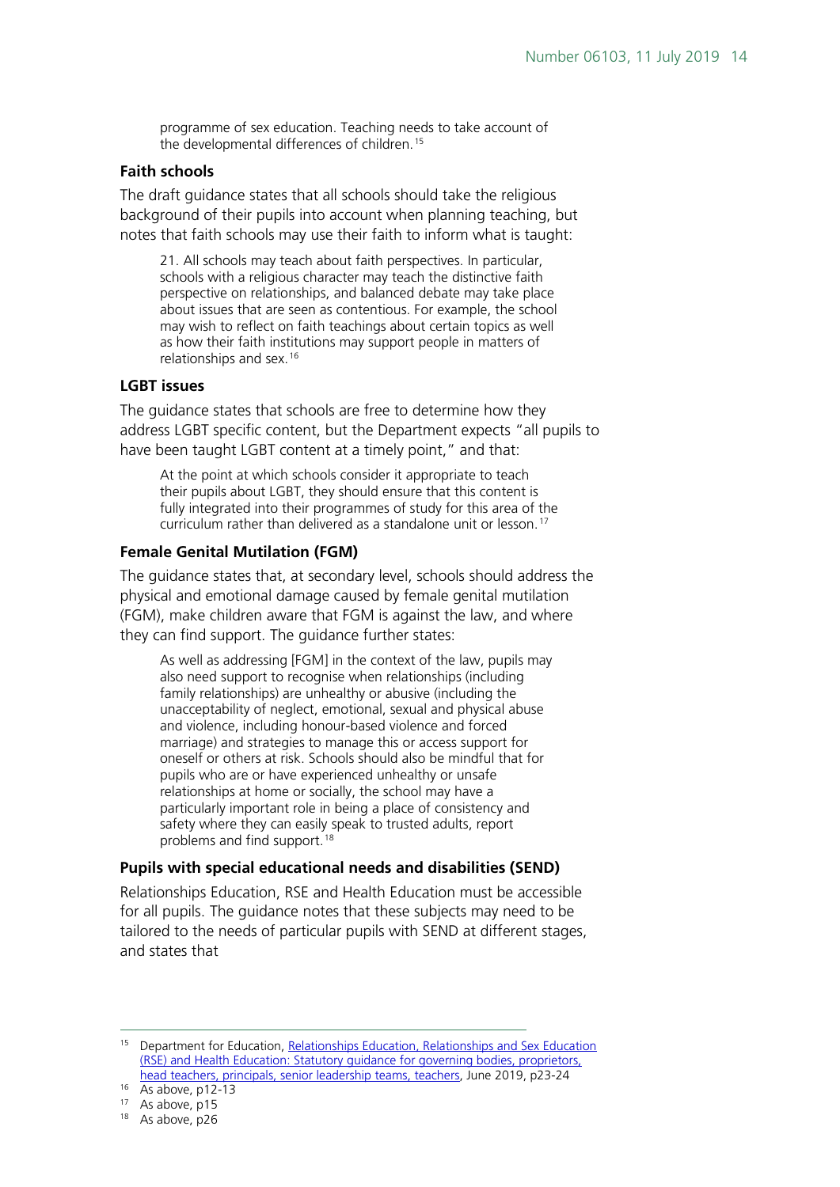> programme of sex education. Teaching needs to take account of the developmental differences of children.[15]

### Faith schools

The draft guidance states that all schools should take the religious background of their pupils into account when planning teaching, but notes that faith schools may use their faith to inform what is taught:

> 21. All schools may teach about faith perspectives. In particular, schools with a religious character may teach the distinctive faith perspective on relationships, and balanced debate may take place about issues that are seen as contentious. For example, the school may wish to reflect on faith teachings about certain topics as well as how their faith institutions may support people in matters of relationships and sex.[16]

### LGBT issues

The guidance states that schools are free to determine how they address LGBT specific content, but the Department expects "all pupils to have been taught LGBT content at a timely point," and that:

> At the point at which schools consider it appropriate to teach their pupils about LGBT, they should ensure that this content is fully integrated into their programmes of study for this area of the curriculum rather than delivered as a standalone unit or lesson.[17]

### Female Genital Mutilation (FGM)

The guidance states that, at secondary level, schools should address the physical and emotional damage caused by female genital mutilation (FGM), make children aware that FGM is against the law, and where they can find support. The guidance further states:

> As well as addressing [FGM] in the context of the law, pupils may also need support to recognise when relationships (including family relationships) are unhealthy or abusive (including the unacceptability of neglect, emotional, sexual and physical abuse and violence, including honour-based violence and forced marriage) and strategies to manage this or access support for oneself or others at risk. Schools should also be mindful that for pupils who are or have experienced unhealthy or unsafe relationships at home or socially, the school may have a particularly important role in being a place of consistency and safety where they can easily speak to trusted adults, report problems and find support.[18]

### Pupils with special educational needs and disabilities (SEND)

Relationships Education, RSE and Health Education must be accessible for all pupils. The guidance notes that these subjects may need to be tailored to the needs of particular pupils with SEND at different stages, and states that

---

[15] Department for Education, Relationships Education, Relationships and Sex Education (RSE) and Health Education: Statutory guidance for governing bodies, proprietors, head teachers, principals, senior leadership teams, teachers, June 2019, p23-24

[16] As above, p12-13

[17] As above, p15

[18] As above, p26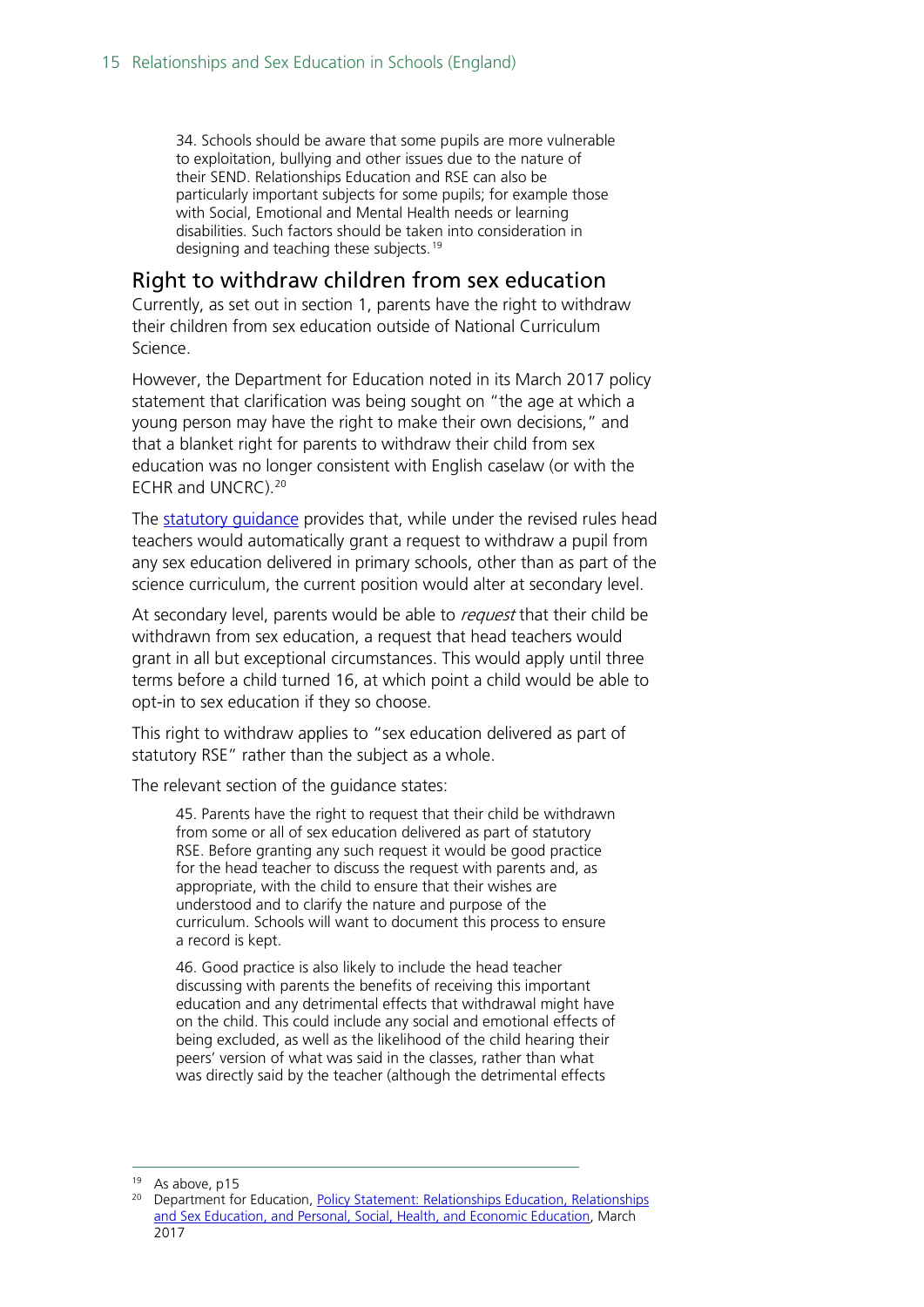> 34. Schools should be aware that some pupils are more vulnerable to exploitation, bullying and other issues due to the nature of their SEND. Relationships Education and RSE can also be particularly important subjects for some pupils; for example those with Social, Emotional and Mental Health needs or learning disabilities. Such factors should be taken into consideration in designing and teaching these subjects.[19]

## Right to withdraw children from sex education

Currently, as set out in section 1, parents have the right to withdraw their children from sex education outside of National Curriculum Science.

However, the Department for Education noted in its March 2017 policy statement that clarification was being sought on "the age at which a young person may have the right to make their own decisions," and that a blanket right for parents to withdraw their child from sex education was no longer consistent with English caselaw (or with the ECHR and UNCRC).[20]

The [statutory guidance](#) provides that, while under the revised rules head teachers would automatically grant a request to withdraw a pupil from any sex education delivered in primary schools, other than as part of the science curriculum, the current position would alter at secondary level.

At secondary level, parents would be able to *request* that their child be withdrawn from sex education, a request that head teachers would grant in all but exceptional circumstances. This would apply until three terms before a child turned 16, at which point a child would be able to opt-in to sex education if they so choose.

This right to withdraw applies to "sex education delivered as part of statutory RSE" rather than the subject as a whole.

The relevant section of the guidance states:

> 45. Parents have the right to request that their child be withdrawn from some or all of sex education delivered as part of statutory RSE. Before granting any such request it would be good practice for the head teacher to discuss the request with parents and, as appropriate, with the child to ensure that their wishes are understood and to clarify the nature and purpose of the curriculum. Schools will want to document this process to ensure a record is kept.
>
> 46. Good practice is also likely to include the head teacher discussing with parents the benefits of receiving this important education and any detrimental effects that withdrawal might have on the child. This could include any social and emotional effects of being excluded, as well as the likelihood of the child hearing their peers' version of what was said in the classes, rather than what was directly said by the teacher (although the detrimental effects

---

[19] As above, p15

[20] Department for Education, [Policy Statement: Relationships Education, Relationships and Sex Education, and Personal, Social, Health, and Economic Education](#), March 2017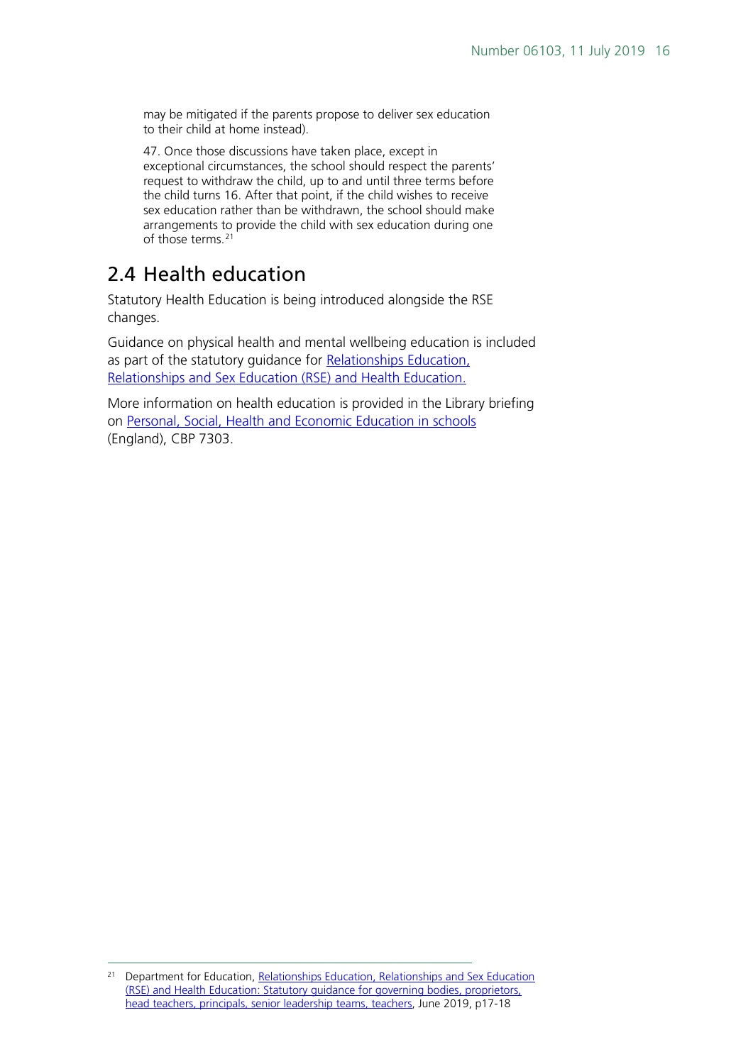> may be mitigated if the parents propose to deliver sex education to their child at home instead).
>
> 47. Once those discussions have taken place, except in exceptional circumstances, the school should respect the parents' request to withdraw the child, up to and until three terms before the child turns 16. After that point, if the child wishes to receive sex education rather than be withdrawn, the school should make arrangements to provide the child with sex education during one of those terms.[21]

## 2.4 Health education

Statutory Health Education is being introduced alongside the RSE changes.

Guidance on physical health and mental wellbeing education is included as part of the statutory guidance for Relationships Education, Relationships and Sex Education (RSE) and Health Education.

More information on health education is provided in the Library briefing on Personal, Social, Health and Economic Education in schools (England), CBP 7303.

---

[21] Department for Education, Relationships Education, Relationships and Sex Education (RSE) and Health Education: Statutory guidance for governing bodies, proprietors, head teachers, principals, senior leadership teams, teachers, June 2019, p17-18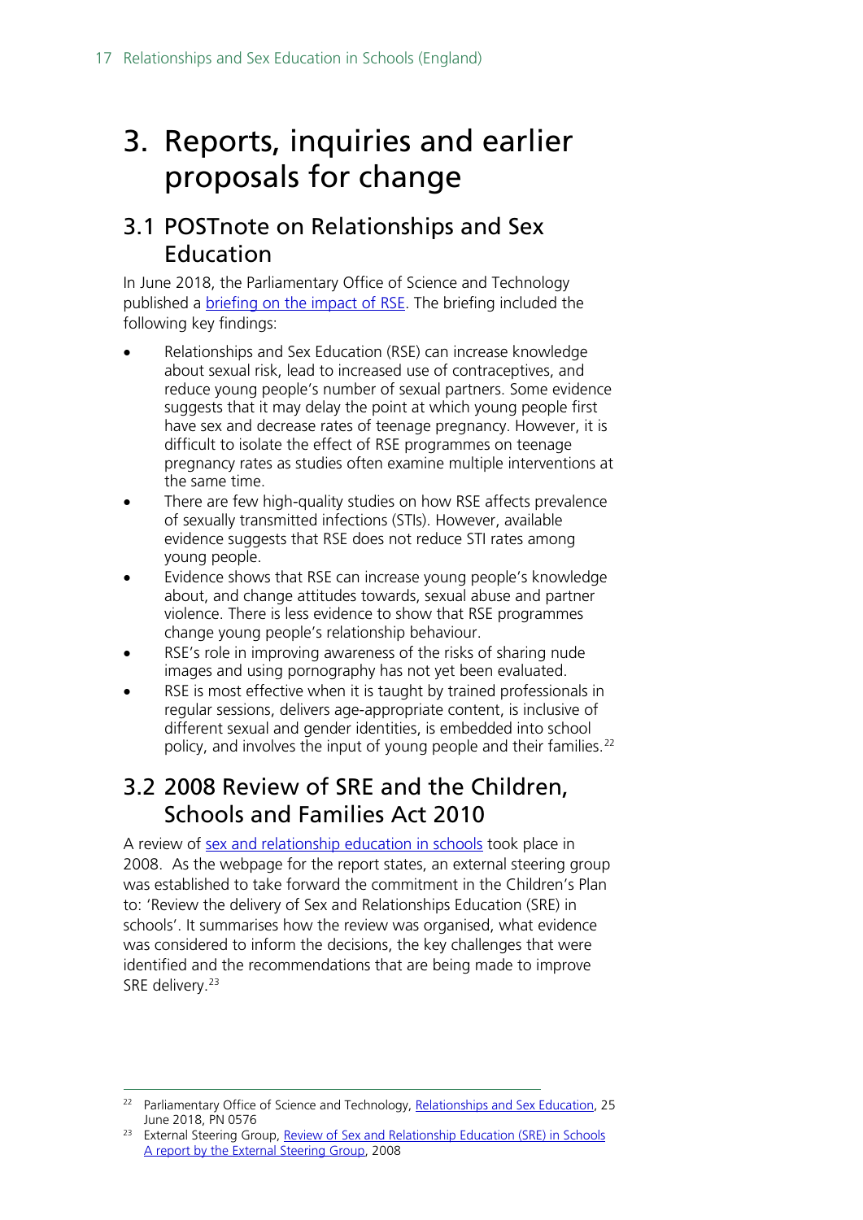# 3. Reports, inquiries and earlier proposals for change

## 3.1 POSTnote on Relationships and Sex Education

In June 2018, the Parliamentary Office of Science and Technology published a briefing on the impact of RSE. The briefing included the following key findings:

- Relationships and Sex Education (RSE) can increase knowledge about sexual risk, lead to increased use of contraceptives, and reduce young people's number of sexual partners. Some evidence suggests that it may delay the point at which young people first have sex and decrease rates of teenage pregnancy. However, it is difficult to isolate the effect of RSE programmes on teenage pregnancy rates as studies often examine multiple interventions at the same time.
- There are few high-quality studies on how RSE affects prevalence of sexually transmitted infections (STIs). However, available evidence suggests that RSE does not reduce STI rates among young people.
- Evidence shows that RSE can increase young people's knowledge about, and change attitudes towards, sexual abuse and partner violence. There is less evidence to show that RSE programmes change young people's relationship behaviour.
- RSE's role in improving awareness of the risks of sharing nude images and using pornography has not yet been evaluated.
- RSE is most effective when it is taught by trained professionals in regular sessions, delivers age-appropriate content, is inclusive of different sexual and gender identities, is embedded into school policy, and involves the input of young people and their families.[22]

## 3.2 2008 Review of SRE and the Children, Schools and Families Act 2010

A review of sex and relationship education in schools took place in 2008. As the webpage for the report states, an external steering group was established to take forward the commitment in the Children's Plan to: 'Review the delivery of Sex and Relationships Education (SRE) in schools'. It summarises how the review was organised, what evidence was considered to inform the decisions, the key challenges that were identified and the recommendations that are being made to improve SRE delivery.[23]

---

[22] Parliamentary Office of Science and Technology, Relationships and Sex Education, 25 June 2018, PN 0576

[23] External Steering Group, Review of Sex and Relationship Education (SRE) in Schools A report by the External Steering Group, 2008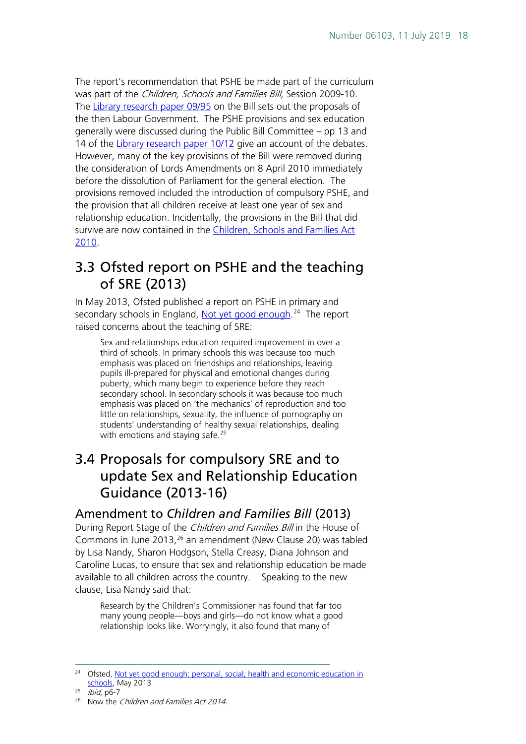The report's recommendation that PSHE be made part of the curriculum was part of the *Children, Schools and Families Bill,* Session 2009-10. The Library research paper 09/95 on the Bill sets out the proposals of the then Labour Government. The PSHE provisions and sex education generally were discussed during the Public Bill Committee – pp 13 and 14 of the Library research paper 10/12 give an account of the debates. However, many of the key provisions of the Bill were removed during the consideration of Lords Amendments on 8 April 2010 immediately before the dissolution of Parliament for the general election. The provisions removed included the introduction of compulsory PSHE, and the provision that all children receive at least one year of sex and relationship education. Incidentally, the provisions in the Bill that did survive are now contained in the Children, Schools and Families Act 2010.

## 3.3 Ofsted report on PSHE and the teaching of SRE (2013)

In May 2013, Ofsted published a report on PSHE in primary and secondary schools in England, Not yet good enough.[24] The report raised concerns about the teaching of SRE:

> Sex and relationships education required improvement in over a third of schools. In primary schools this was because too much emphasis was placed on friendships and relationships, leaving pupils ill-prepared for physical and emotional changes during puberty, which many begin to experience before they reach secondary school. In secondary schools it was because too much emphasis was placed on 'the mechanics' of reproduction and too little on relationships, sexuality, the influence of pornography on students' understanding of healthy sexual relationships, dealing with emotions and staying safe.[25]

## 3.4 Proposals for compulsory SRE and to update Sex and Relationship Education Guidance (2013-16)

### Amendment to *Children and Families Bill* (2013)

During Report Stage of the *Children and Families Bill* in the House of Commons in June 2013,[26] an amendment (New Clause 20) was tabled by Lisa Nandy, Sharon Hodgson, Stella Creasy, Diana Johnson and Caroline Lucas, to ensure that sex and relationship education be made available to all children across the country. Speaking to the new clause, Lisa Nandy said that:

> Research by the Children's Commissioner has found that far too many young people—boys and girls—do not know what a good relationship looks like. Worryingly, it also found that many of

---

[24] Ofsted, Not yet good enough: personal, social, health and economic education in schools, May 2013

[25] *Ibid*, p6-7

[26] Now the *Children and Families Act 2014*.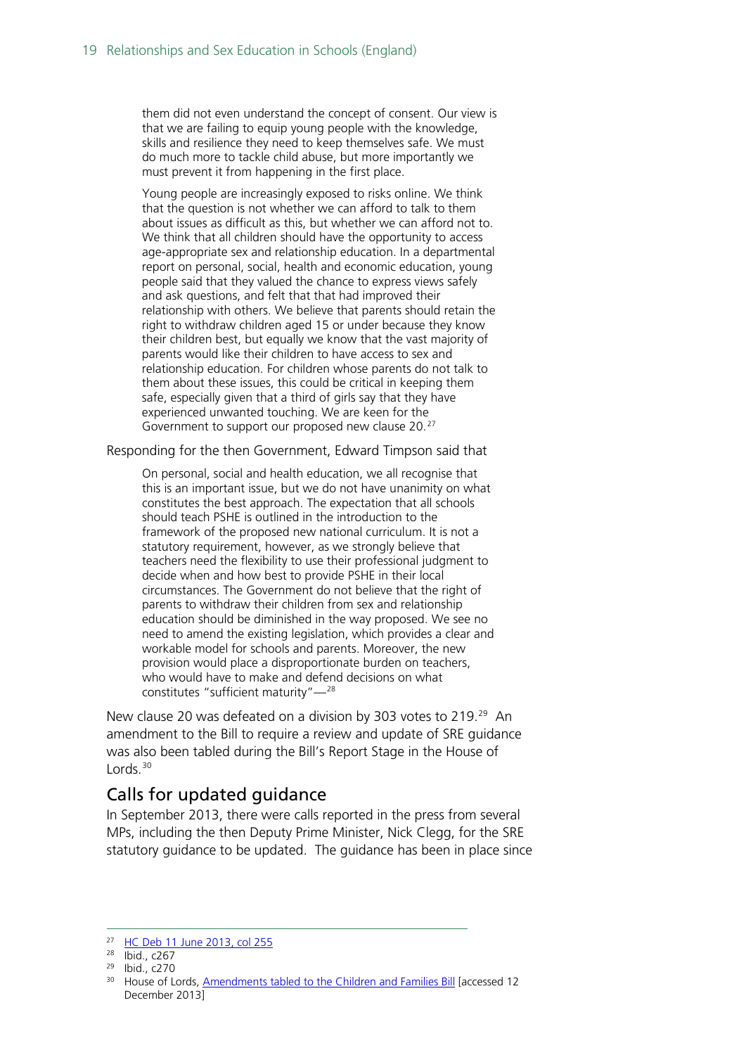> them did not even understand the concept of consent. Our view is that we are failing to equip young people with the knowledge, skills and resilience they need to keep themselves safe. We must do much more to tackle child abuse, but more importantly we must prevent it from happening in the first place.
>
> Young people are increasingly exposed to risks online. We think that the question is not whether we can afford to talk to them about issues as difficult as this, but whether we can afford not to. We think that all children should have the opportunity to access age-appropriate sex and relationship education. In a departmental report on personal, social, health and economic education, young people said that they valued the chance to express views safely and ask questions, and felt that that had improved their relationship with others. We believe that parents should retain the right to withdraw children aged 15 or under because they know their children best, but equally we know that the vast majority of parents would like their children to have access to sex and relationship education. For children whose parents do not talk to them about these issues, this could be critical in keeping them safe, especially given that a third of girls say that they have experienced unwanted touching. We are keen for the Government to support our proposed new clause 20.[27]

Responding for the then Government, Edward Timpson said that

> On personal, social and health education, we all recognise that this is an important issue, but we do not have unanimity on what constitutes the best approach. The expectation that all schools should teach PSHE is outlined in the introduction to the framework of the proposed new national curriculum. It is not a statutory requirement, however, as we strongly believe that teachers need the flexibility to use their professional judgment to decide when and how best to provide PSHE in their local circumstances. The Government do not believe that the right of parents to withdraw their children from sex and relationship education should be diminished in the way proposed. We see no need to amend the existing legislation, which provides a clear and workable model for schools and parents. Moreover, the new provision would place a disproportionate burden on teachers, who would have to make and defend decisions on what constitutes "sufficient maturity"—[28]

New clause 20 was defeated on a division by 303 votes to 219.[29] An amendment to the Bill to require a review and update of SRE guidance was also been tabled during the Bill's Report Stage in the House of Lords.[30]

## Calls for updated guidance

In September 2013, there were calls reported in the press from several MPs, including the then Deputy Prime Minister, Nick Clegg, for the SRE statutory guidance to be updated. The guidance has been in place since

---

[27] HC Deb 11 June 2013, col 255

[28] Ibid., c267

[29] Ibid., c270

[30] House of Lords, Amendments tabled to the Children and Families Bill [accessed 12 December 2013]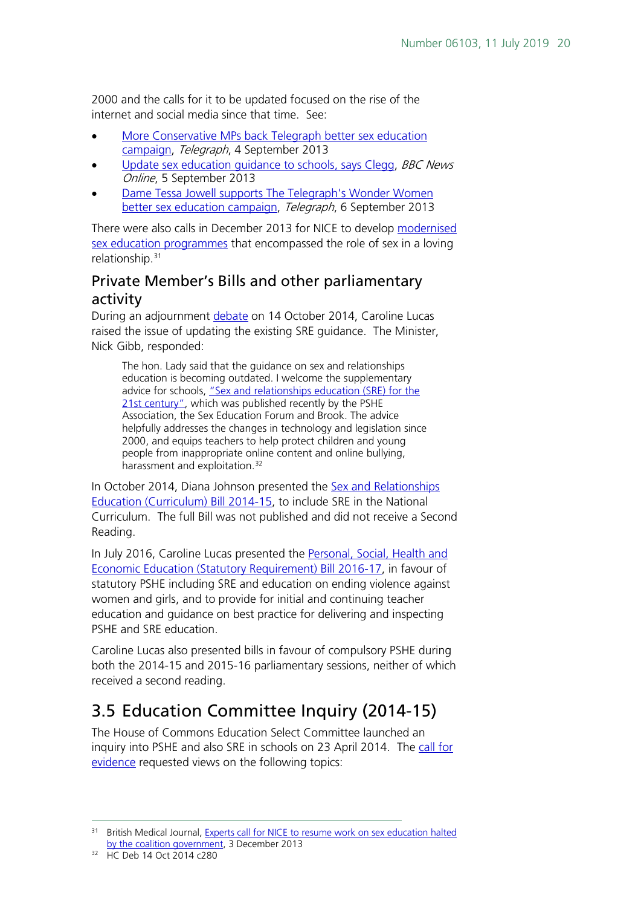2000 and the calls for it to be updated focused on the rise of the internet and social media since that time. See:

- More Conservative MPs back Telegraph better sex education campaign, *Telegraph*, 4 September 2013
- Update sex education guidance to schools, says Clegg, *BBC News Online*, 5 September 2013
- Dame Tessa Jowell supports The Telegraph's Wonder Women better sex education campaign, *Telegraph*, 6 September 2013

There were also calls in December 2013 for NICE to develop modernised sex education programmes that encompassed the role of sex in a loving relationship.[31]

## Private Member's Bills and other parliamentary activity

During an adjournment debate on 14 October 2014, Caroline Lucas raised the issue of updating the existing SRE guidance. The Minister, Nick Gibb, responded:

> The hon. Lady said that the guidance on sex and relationships education is becoming outdated. I welcome the supplementary advice for schools, "Sex and relationships education (SRE) for the 21st century", which was published recently by the PSHE Association, the Sex Education Forum and Brook. The advice helpfully addresses the changes in technology and legislation since 2000, and equips teachers to help protect children and young people from inappropriate online content and online bullying, harassment and exploitation.[32]

In October 2014, Diana Johnson presented the Sex and Relationships Education (Curriculum) Bill 2014-15, to include SRE in the National Curriculum. The full Bill was not published and did not receive a Second Reading.

In July 2016, Caroline Lucas presented the Personal, Social, Health and Economic Education (Statutory Requirement) Bill 2016-17, in favour of statutory PSHE including SRE and education on ending violence against women and girls, and to provide for initial and continuing teacher education and guidance on best practice for delivering and inspecting PSHE and SRE education.

Caroline Lucas also presented bills in favour of compulsory PSHE during both the 2014-15 and 2015-16 parliamentary sessions, neither of which received a second reading.

# 3.5 Education Committee Inquiry (2014-15)

The House of Commons Education Select Committee launched an inquiry into PSHE and also SRE in schools on 23 April 2014. The call for evidence requested views on the following topics:

---

[31] British Medical Journal, Experts call for NICE to resume work on sex education halted by the coalition government, 3 December 2013

[32] HC Deb 14 Oct 2014 c280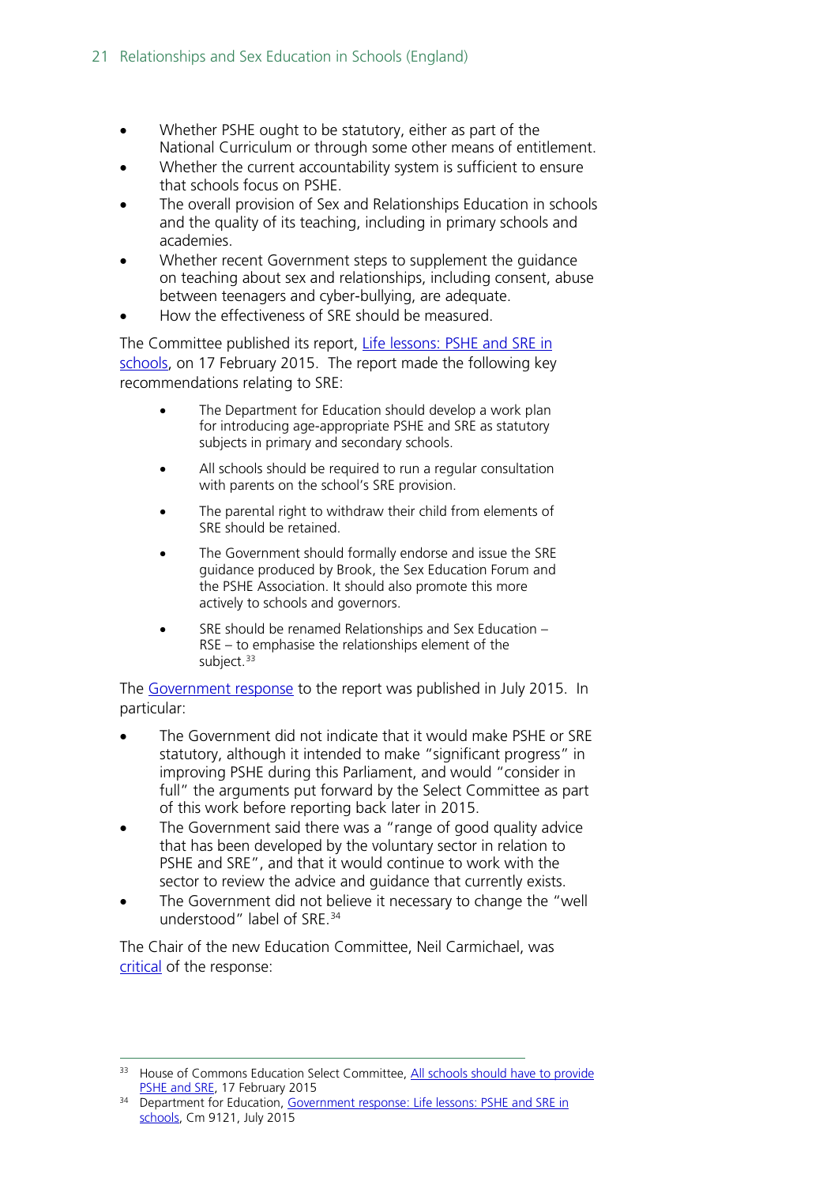- Whether PSHE ought to be statutory, either as part of the National Curriculum or through some other means of entitlement.
- Whether the current accountability system is sufficient to ensure that schools focus on PSHE.
- The overall provision of Sex and Relationships Education in schools and the quality of its teaching, including in primary schools and academies.
- Whether recent Government steps to supplement the guidance on teaching about sex and relationships, including consent, abuse between teenagers and cyber-bullying, are adequate.
- How the effectiveness of SRE should be measured.

The Committee published its report, Life lessons: PSHE and SRE in schools, on 17 February 2015. The report made the following key recommendations relating to SRE:

> - The Department for Education should develop a work plan for introducing age-appropriate PSHE and SRE as statutory subjects in primary and secondary schools.
> - All schools should be required to run a regular consultation with parents on the school's SRE provision.
> - The parental right to withdraw their child from elements of SRE should be retained.
> - The Government should formally endorse and issue the SRE guidance produced by Brook, the Sex Education Forum and the PSHE Association. It should also promote this more actively to schools and governors.
> - SRE should be renamed Relationships and Sex Education – RSE – to emphasise the relationships element of the subject.[33]

The Government response to the report was published in July 2015. In particular:

- The Government did not indicate that it would make PSHE or SRE statutory, although it intended to make "significant progress" in improving PSHE during this Parliament, and would "consider in full" the arguments put forward by the Select Committee as part of this work before reporting back later in 2015.
- The Government said there was a "range of good quality advice that has been developed by the voluntary sector in relation to PSHE and SRE", and that it would continue to work with the sector to review the advice and guidance that currently exists.
- The Government did not believe it necessary to change the "well understood" label of SRE.[34]

The Chair of the new Education Committee, Neil Carmichael, was critical of the response:

---

[33] House of Commons Education Select Committee, All schools should have to provide PSHE and SRE, 17 February 2015

[34] Department for Education, Government response: Life lessons: PSHE and SRE in schools, Cm 9121, July 2015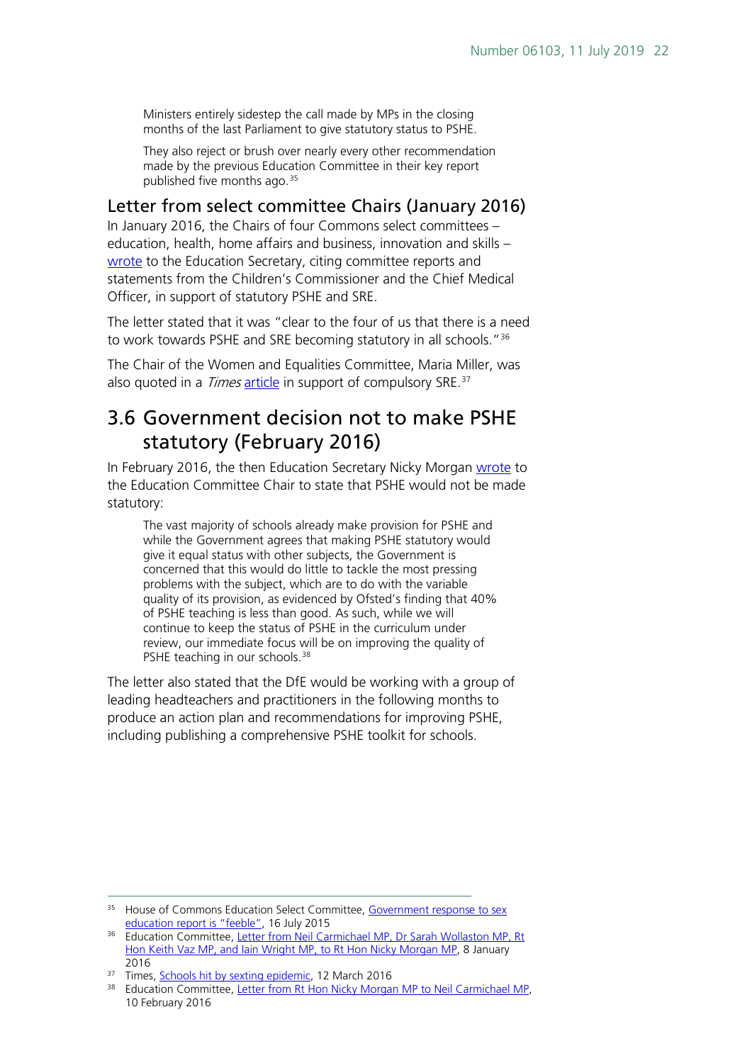> Ministers entirely sidestep the call made by MPs in the closing months of the last Parliament to give statutory status to PSHE.
>
> They also reject or brush over nearly every other recommendation made by the previous Education Committee in their key report published five months ago.[35]

### Letter from select committee Chairs (January 2016)

In January 2016, the Chairs of four Commons select committees – education, health, home affairs and business, innovation and skills – wrote to the Education Secretary, citing committee reports and statements from the Children's Commissioner and the Chief Medical Officer, in support of statutory PSHE and SRE.

The letter stated that it was "clear to the four of us that there is a need to work towards PSHE and SRE becoming statutory in all schools."[36]

The Chair of the Women and Equalities Committee, Maria Miller, was also quoted in a *Times* article in support of compulsory SRE.[37]

## 3.6 Government decision not to make PSHE statutory (February 2016)

In February 2016, the then Education Secretary Nicky Morgan wrote to the Education Committee Chair to state that PSHE would not be made statutory:

> The vast majority of schools already make provision for PSHE and while the Government agrees that making PSHE statutory would give it equal status with other subjects, the Government is concerned that this would do little to tackle the most pressing problems with the subject, which are to do with the variable quality of its provision, as evidenced by Ofsted's finding that 40% of PSHE teaching is less than good. As such, while we will continue to keep the status of PSHE in the curriculum under review, our immediate focus will be on improving the quality of PSHE teaching in our schools.[38]

The letter also stated that the DfE would be working with a group of leading headteachers and practitioners in the following months to produce an action plan and recommendations for improving PSHE, including publishing a comprehensive PSHE toolkit for schools.

---

[35] House of Commons Education Select Committee, Government response to sex education report is "feeble", 16 July 2015

[36] Education Committee, Letter from Neil Carmichael MP, Dr Sarah Wollaston MP, Rt Hon Keith Vaz MP, and Iain Wright MP, to Rt Hon Nicky Morgan MP, 8 January 2016

[37] Times, Schools hit by sexting epidemic, 12 March 2016

[38] Education Committee, Letter from Rt Hon Nicky Morgan MP to Neil Carmichael MP, 10 February 2016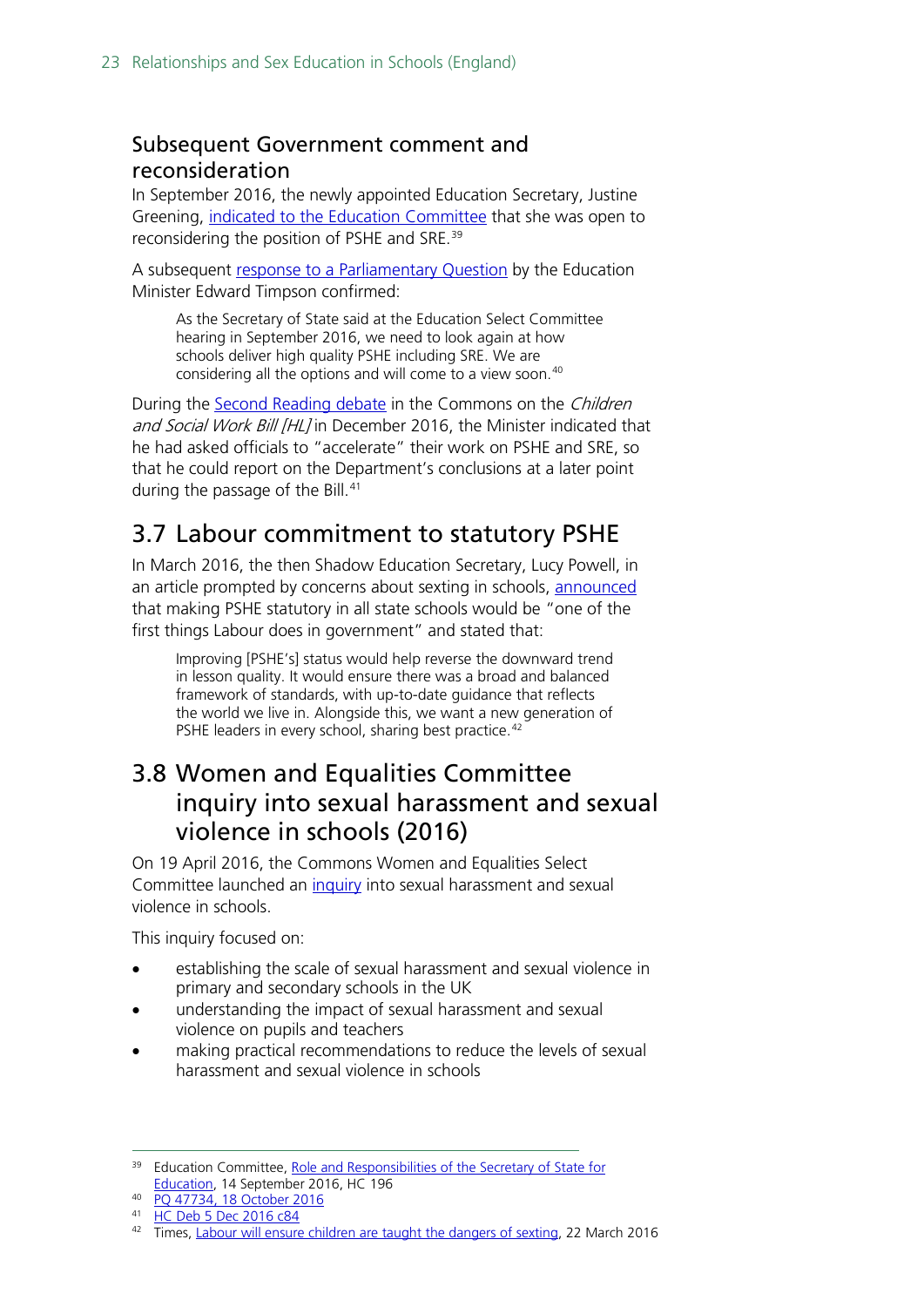### Subsequent Government comment and reconsideration

In September 2016, the newly appointed Education Secretary, Justine Greening, indicated to the Education Committee that she was open to reconsidering the position of PSHE and SRE.[39]

A subsequent response to a Parliamentary Question by the Education Minister Edward Timpson confirmed:

> As the Secretary of State said at the Education Select Committee hearing in September 2016, we need to look again at how schools deliver high quality PSHE including SRE. We are considering all the options and will come to a view soon.[40]

During the Second Reading debate in the Commons on the *Children and Social Work Bill [HL]* in December 2016, the Minister indicated that he had asked officials to "accelerate" their work on PSHE and SRE, so that he could report on the Department's conclusions at a later point during the passage of the Bill.[41]

## 3.7 Labour commitment to statutory PSHE

In March 2016, the then Shadow Education Secretary, Lucy Powell, in an article prompted by concerns about sexting in schools, announced that making PSHE statutory in all state schools would be "one of the first things Labour does in government" and stated that:

> Improving [PSHE's] status would help reverse the downward trend in lesson quality. It would ensure there was a broad and balanced framework of standards, with up-to-date guidance that reflects the world we live in. Alongside this, we want a new generation of PSHE leaders in every school, sharing best practice.[42]

## 3.8 Women and Equalities Committee inquiry into sexual harassment and sexual violence in schools (2016)

On 19 April 2016, the Commons Women and Equalities Select Committee launched an inquiry into sexual harassment and sexual violence in schools.

This inquiry focused on:

- establishing the scale of sexual harassment and sexual violence in primary and secondary schools in the UK
- understanding the impact of sexual harassment and sexual violence on pupils and teachers
- making practical recommendations to reduce the levels of sexual harassment and sexual violence in schools

---

[39] Education Committee, Role and Responsibilities of the Secretary of State for Education, 14 September 2016, HC 196

[40] PQ 47734, 18 October 2016

[41] HC Deb 5 Dec 2016 c84

[42] Times, Labour will ensure children are taught the dangers of sexting, 22 March 2016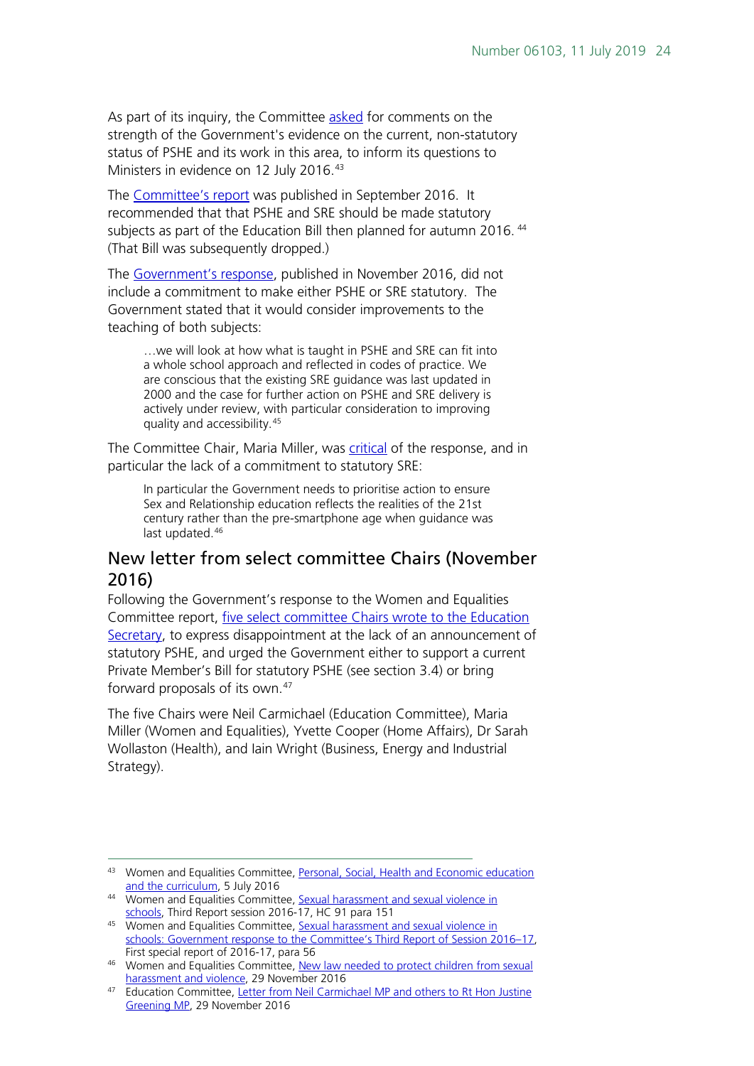As part of its inquiry, the Committee asked for comments on the strength of the Government's evidence on the current, non-statutory status of PSHE and its work in this area, to inform its questions to Ministers in evidence on 12 July 2016.[43]

The Committee's report was published in September 2016. It recommended that that PSHE and SRE should be made statutory subjects as part of the Education Bill then planned for autumn 2016.[44] (That Bill was subsequently dropped.)

The Government's response, published in November 2016, did not include a commitment to make either PSHE or SRE statutory. The Government stated that it would consider improvements to the teaching of both subjects:

> …we will look at how what is taught in PSHE and SRE can fit into a whole school approach and reflected in codes of practice. We are conscious that the existing SRE guidance was last updated in 2000 and the case for further action on PSHE and SRE delivery is actively under review, with particular consideration to improving quality and accessibility.[45]

The Committee Chair, Maria Miller, was critical of the response, and in particular the lack of a commitment to statutory SRE:

> In particular the Government needs to prioritise action to ensure Sex and Relationship education reflects the realities of the 21st century rather than the pre-smartphone age when guidance was last updated.[46]

## New letter from select committee Chairs (November 2016)

Following the Government's response to the Women and Equalities Committee report, five select committee Chairs wrote to the Education Secretary, to express disappointment at the lack of an announcement of statutory PSHE, and urged the Government either to support a current Private Member's Bill for statutory PSHE (see section 3.4) or bring forward proposals of its own.[47]

The five Chairs were Neil Carmichael (Education Committee), Maria Miller (Women and Equalities), Yvette Cooper (Home Affairs), Dr Sarah Wollaston (Health), and Iain Wright (Business, Energy and Industrial Strategy).

---

[43] Women and Equalities Committee, Personal, Social, Health and Economic education and the curriculum, 5 July 2016

[44] Women and Equalities Committee, Sexual harassment and sexual violence in schools, Third Report session 2016-17, HC 91 para 151

[45] Women and Equalities Committee, Sexual harassment and sexual violence in schools: Government response to the Committee's Third Report of Session 2016–17, First special report of 2016-17, para 56

[46] Women and Equalities Committee, New law needed to protect children from sexual harassment and violence, 29 November 2016

[47] Education Committee, Letter from Neil Carmichael MP and others to Rt Hon Justine Greening MP, 29 November 2016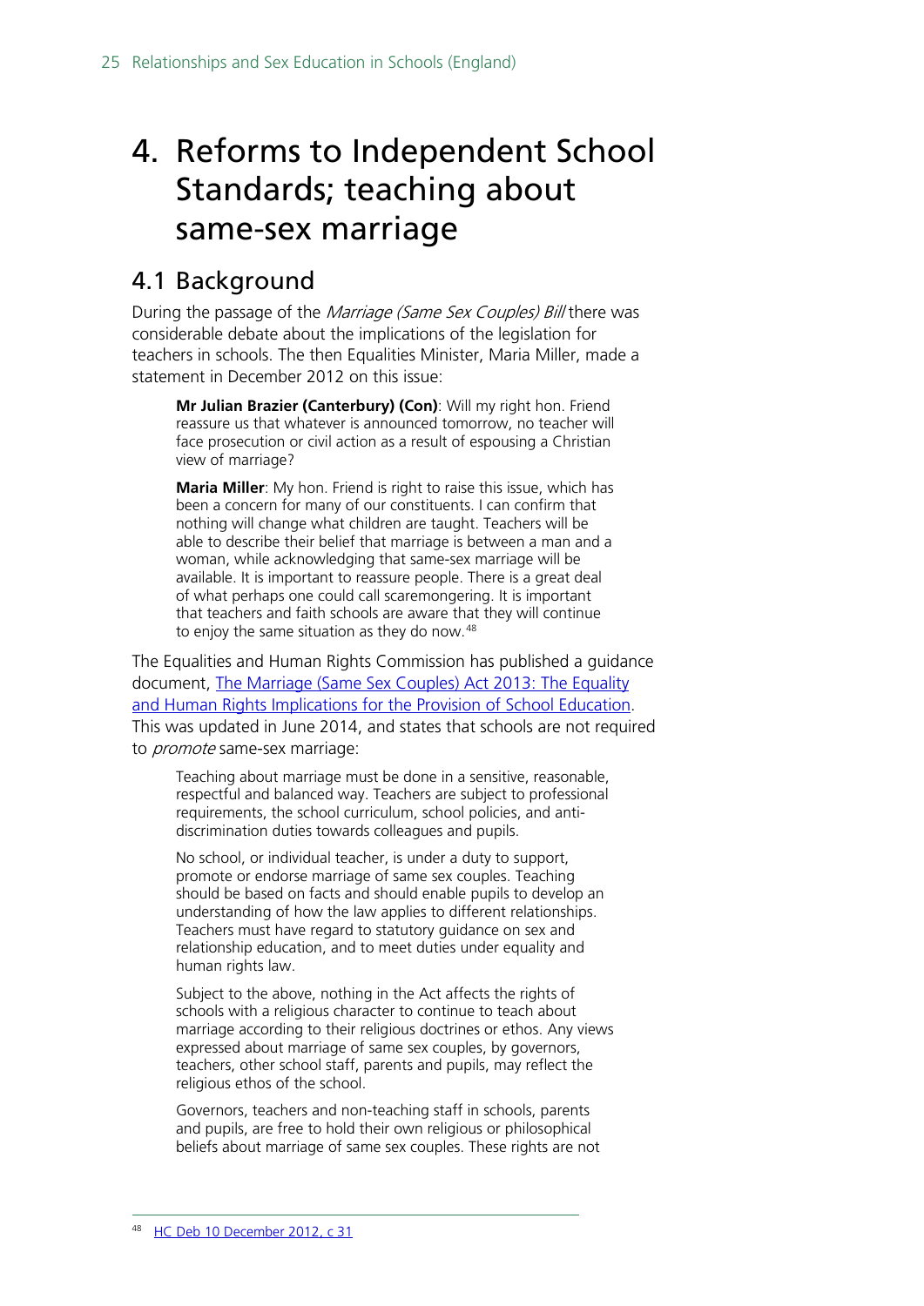# 4. Reforms to Independent School Standards; teaching about same-sex marriage

## 4.1 Background

During the passage of the *Marriage (Same Sex Couples) Bill* there was considerable debate about the implications of the legislation for teachers in schools. The then Equalities Minister, Maria Miller, made a statement in December 2012 on this issue:

> **Mr Julian Brazier (Canterbury) (Con)**: Will my right hon. Friend reassure us that whatever is announced tomorrow, no teacher will face prosecution or civil action as a result of espousing a Christian view of marriage?
>
> **Maria Miller**: My hon. Friend is right to raise this issue, which has been a concern for many of our constituents. I can confirm that nothing will change what children are taught. Teachers will be able to describe their belief that marriage is between a man and a woman, while acknowledging that same-sex marriage will be available. It is important to reassure people. There is a great deal of what perhaps one could call scaremongering. It is important that teachers and faith schools are aware that they will continue to enjoy the same situation as they do now.[48]

The Equalities and Human Rights Commission has published a guidance document, The Marriage (Same Sex Couples) Act 2013: The Equality and Human Rights Implications for the Provision of School Education. This was updated in June 2014, and states that schools are not required to *promote* same-sex marriage:

> Teaching about marriage must be done in a sensitive, reasonable, respectful and balanced way. Teachers are subject to professional requirements, the school curriculum, school policies, and anti-discrimination duties towards colleagues and pupils.
>
> No school, or individual teacher, is under a duty to support, promote or endorse marriage of same sex couples. Teaching should be based on facts and should enable pupils to develop an understanding of how the law applies to different relationships. Teachers must have regard to statutory guidance on sex and relationship education, and to meet duties under equality and human rights law.
>
> Subject to the above, nothing in the Act affects the rights of schools with a religious character to continue to teach about marriage according to their religious doctrines or ethos. Any views expressed about marriage of same sex couples, by governors, teachers, other school staff, parents and pupils, may reflect the religious ethos of the school.
>
> Governors, teachers and non-teaching staff in schools, parents and pupils, are free to hold their own religious or philosophical beliefs about marriage of same sex couples. These rights are not

---

[48] HC Deb 10 December 2012, c 31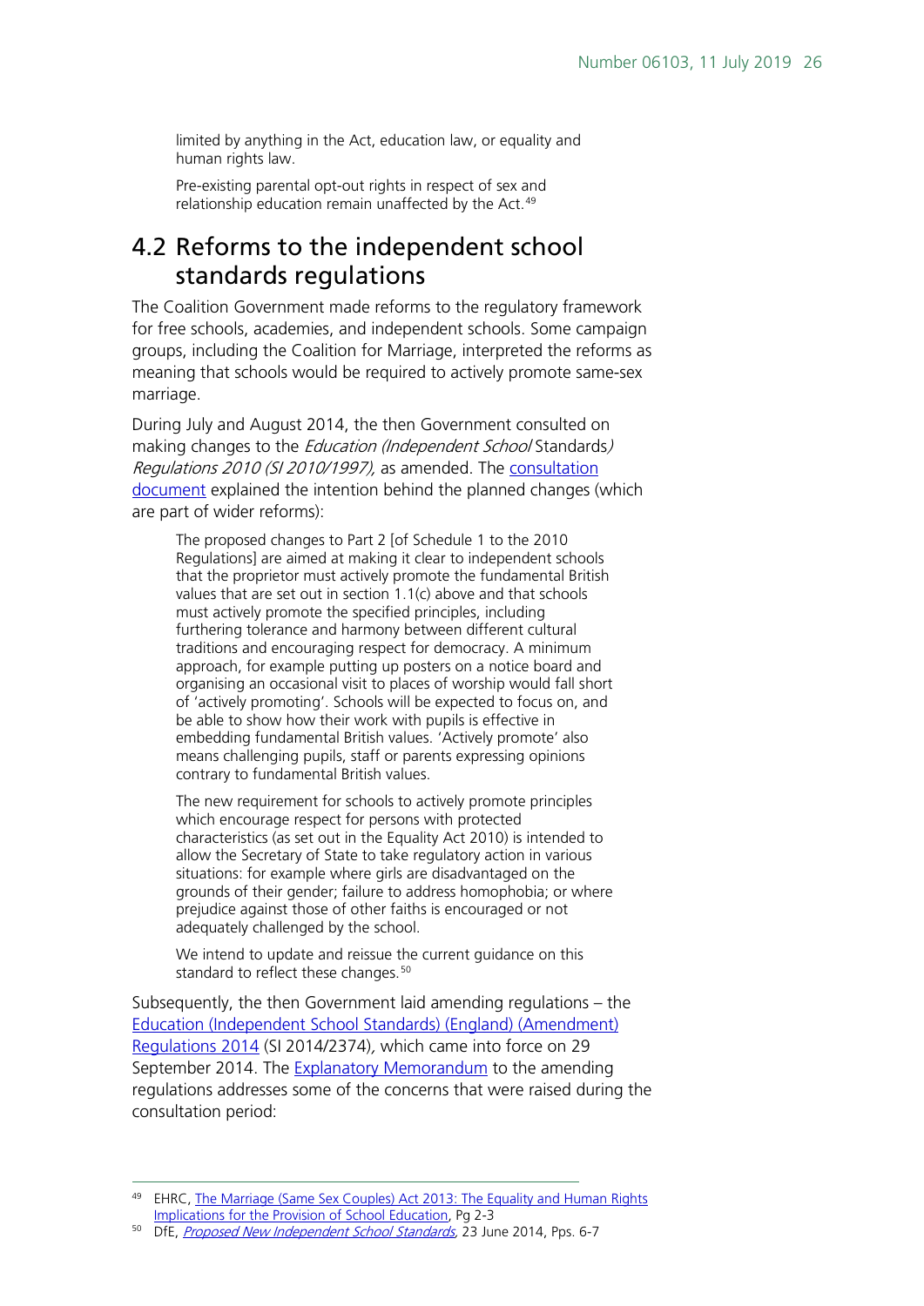limited by anything in the Act, education law, or equality and human rights law.

Pre-existing parental opt-out rights in respect of sex and relationship education remain unaffected by the Act.[49]

## 4.2 Reforms to the independent school standards regulations

The Coalition Government made reforms to the regulatory framework for free schools, academies, and independent schools. Some campaign groups, including the Coalition for Marriage, interpreted the reforms as meaning that schools would be required to actively promote same-sex marriage.

During July and August 2014, the then Government consulted on making changes to the *Education (Independent School Standards) Regulations 2010 (SI 2010/1997)*, as amended. The consultation document explained the intention behind the planned changes (which are part of wider reforms):

> The proposed changes to Part 2 [of Schedule 1 to the 2010 Regulations] are aimed at making it clear to independent schools that the proprietor must actively promote the fundamental British values that are set out in section 1.1(c) above and that schools must actively promote the specified principles, including furthering tolerance and harmony between different cultural traditions and encouraging respect for democracy. A minimum approach, for example putting up posters on a notice board and organising an occasional visit to places of worship would fall short of 'actively promoting'. Schools will be expected to focus on, and be able to show how their work with pupils is effective in embedding fundamental British values. 'Actively promote' also means challenging pupils, staff or parents expressing opinions contrary to fundamental British values.
>
> The new requirement for schools to actively promote principles which encourage respect for persons with protected characteristics (as set out in the Equality Act 2010) is intended to allow the Secretary of State to take regulatory action in various situations: for example where girls are disadvantaged on the grounds of their gender; failure to address homophobia; or where prejudice against those of other faiths is encouraged or not adequately challenged by the school.
>
> We intend to update and reissue the current guidance on this standard to reflect these changes.[50]

Subsequently, the then Government laid amending regulations – the Education (Independent School Standards) (England) (Amendment) Regulations 2014 (SI 2014/2374), which came into force on 29 September 2014. The Explanatory Memorandum to the amending regulations addresses some of the concerns that were raised during the consultation period:

---

[49] EHRC, The Marriage (Same Sex Couples) Act 2013: The Equality and Human Rights Implications for the Provision of School Education, Pg 2-3

[50] DfE, *Proposed New Independent School Standards*, 23 June 2014, Pps. 6-7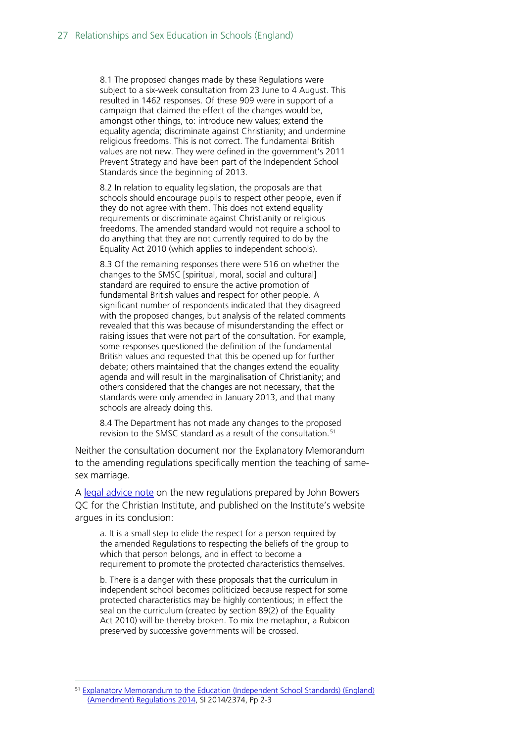> 8.1 The proposed changes made by these Regulations were subject to a six-week consultation from 23 June to 4 August. This resulted in 1462 responses. Of these 909 were in support of a campaign that claimed the effect of the changes would be, amongst other things, to: introduce new values; extend the equality agenda; discriminate against Christianity; and undermine religious freedoms. This is not correct. The fundamental British values are not new. They were defined in the government's 2011 Prevent Strategy and have been part of the Independent School Standards since the beginning of 2013.
>
> 8.2 In relation to equality legislation, the proposals are that schools should encourage pupils to respect other people, even if they do not agree with them. This does not extend equality requirements or discriminate against Christianity or religious freedoms. The amended standard would not require a school to do anything that they are not currently required to do by the Equality Act 2010 (which applies to independent schools).
>
> 8.3 Of the remaining responses there were 516 on whether the changes to the SMSC [spiritual, moral, social and cultural] standard are required to ensure the active promotion of fundamental British values and respect for other people. A significant number of respondents indicated that they disagreed with the proposed changes, but analysis of the related comments revealed that this was because of misunderstanding the effect or raising issues that were not part of the consultation. For example, some responses questioned the definition of the fundamental British values and requested that this be opened up for further debate; others maintained that the changes extend the equality agenda and will result in the marginalisation of Christianity; and others considered that the changes are not necessary, that the standards were only amended in January 2013, and that many schools are already doing this.
>
> 8.4 The Department has not made any changes to the proposed revision to the SMSC standard as a result of the consultation.[51]

Neither the consultation document nor the Explanatory Memorandum to the amending regulations specifically mention the teaching of same-sex marriage.

A legal advice note on the new regulations prepared by John Bowers QC for the Christian Institute, and published on the Institute's website argues in its conclusion:

> a. It is a small step to elide the respect for a person required by the amended Regulations to respecting the beliefs of the group to which that person belongs, and in effect to become a requirement to promote the protected characteristics themselves.
>
> b. There is a danger with these proposals that the curriculum in independent school becomes politicized because respect for some protected characteristics may be highly contentious; in effect the seal on the curriculum (created by section 89(2) of the Equality Act 2010) will be thereby broken. To mix the metaphor, a Rubicon preserved by successive governments will be crossed.

---

[51] Explanatory Memorandum to the Education (Independent School Standards) (England) (Amendment) Regulations 2014, SI 2014/2374, Pp 2-3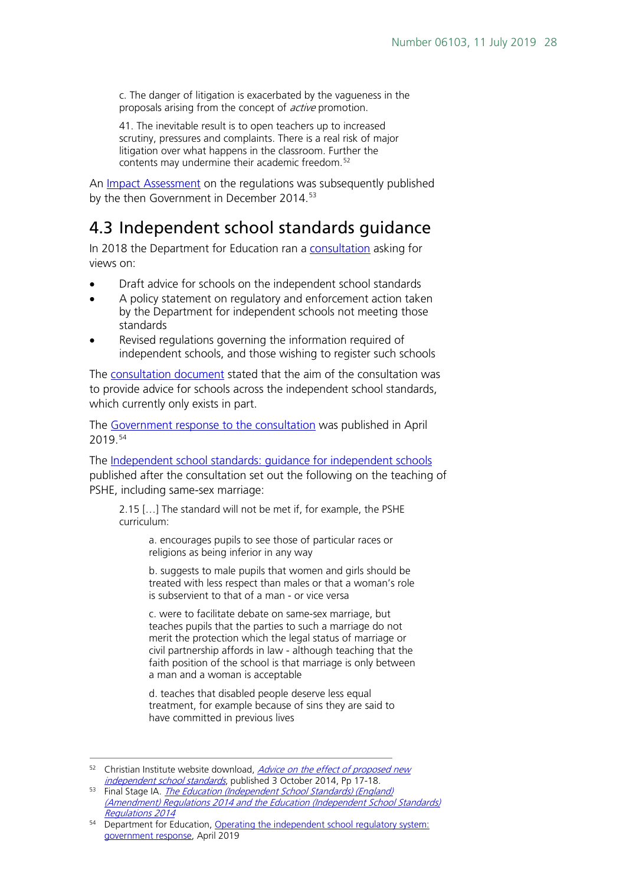> c. The danger of litigation is exacerbated by the vagueness in the proposals arising from the concept of *active* promotion.
>
> 41. The inevitable result is to open teachers up to increased scrutiny, pressures and complaints. There is a real risk of major litigation over what happens in the classroom. Further the contents may undermine their academic freedom.[52]

An Impact Assessment on the regulations was subsequently published by the then Government in December 2014.[53]

## 4.3 Independent school standards guidance

In 2018 the Department for Education ran a consultation asking for views on:

- Draft advice for schools on the independent school standards
- A policy statement on regulatory and enforcement action taken by the Department for independent schools not meeting those standards
- Revised regulations governing the information required of independent schools, and those wishing to register such schools

The consultation document stated that the aim of the consultation was to provide advice for schools across the independent school standards, which currently only exists in part.

The Government response to the consultation was published in April 2019.[54]

The Independent school standards: guidance for independent schools published after the consultation set out the following on the teaching of PSHE, including same-sex marriage:

> 2.15 […] The standard will not be met if, for example, the PSHE curriculum:
>
> > a. encourages pupils to see those of particular races or religions as being inferior in any way
> >
> > b. suggests to male pupils that women and girls should be treated with less respect than males or that a woman's role is subservient to that of a man - or vice versa
> >
> > c. were to facilitate debate on same-sex marriage, but teaches pupils that the parties to such a marriage do not merit the protection which the legal status of marriage or civil partnership affords in law - although teaching that the faith position of the school is that marriage is only between a man and a woman is acceptable
> >
> > d. teaches that disabled people deserve less equal treatment, for example because of sins they are said to have committed in previous lives

---

[52] Christian Institute website download, *Advice on the effect of proposed new independent school standards*, published 3 October 2014, Pp 17-18.

[53] Final Stage IA. *The Education (Independent School Standards) (England) (Amendment) Regulations 2014 and the Education (Independent School Standards) Regulations 2014*

[54] Department for Education, Operating the independent school regulatory system: government response, April 2019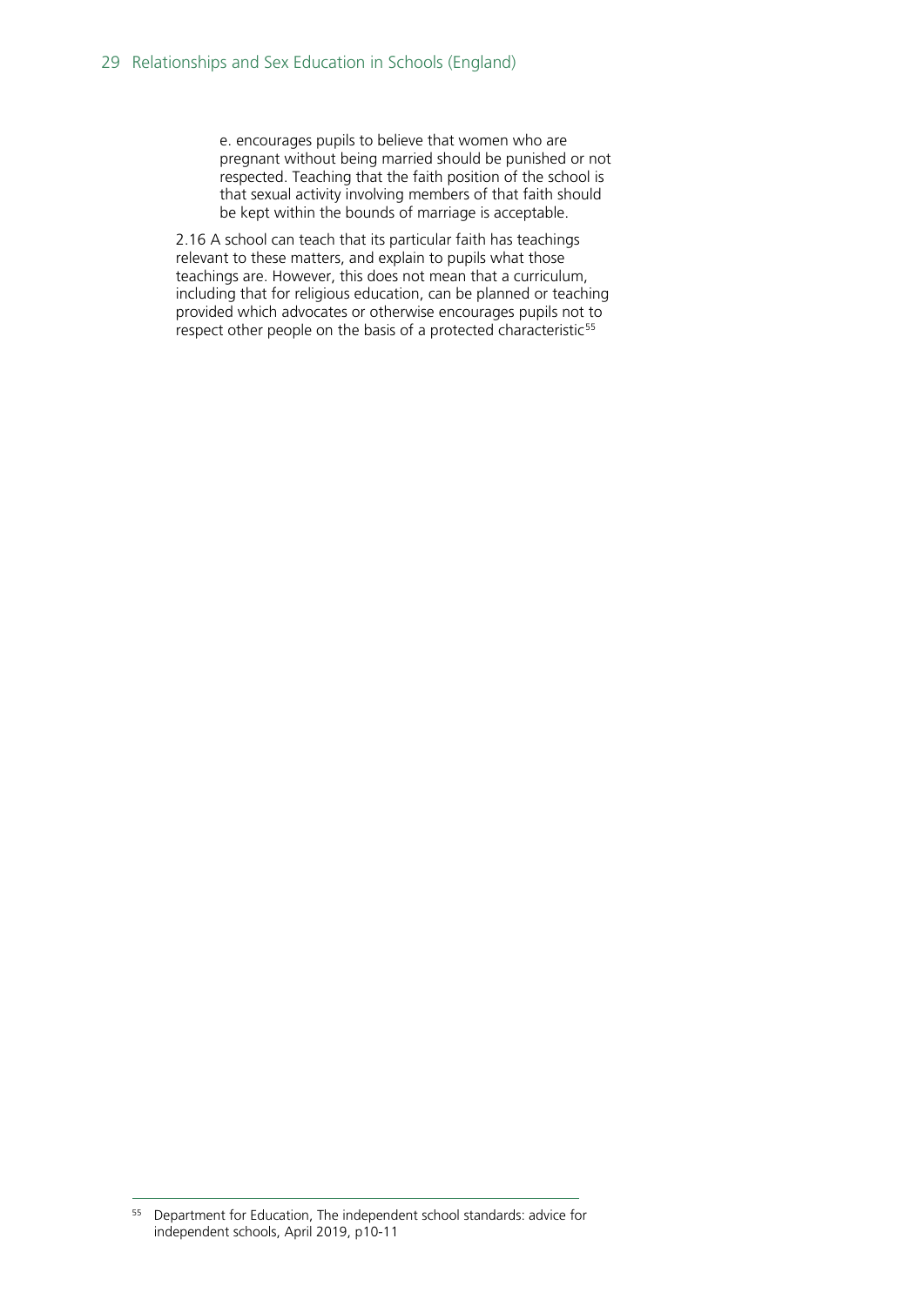e. encourages pupils to believe that women who are pregnant without being married should be punished or not respected. Teaching that the faith position of the school is that sexual activity involving members of that faith should be kept within the bounds of marriage is acceptable.

2.16 A school can teach that its particular faith has teachings relevant to these matters, and explain to pupils what those teachings are. However, this does not mean that a curriculum, including that for religious education, can be planned or teaching provided which advocates or otherwise encourages pupils not to respect other people on the basis of a protected characteristic[55]

---

[55] Department for Education, The independent school standards: advice for independent schools, April 2019, p10-11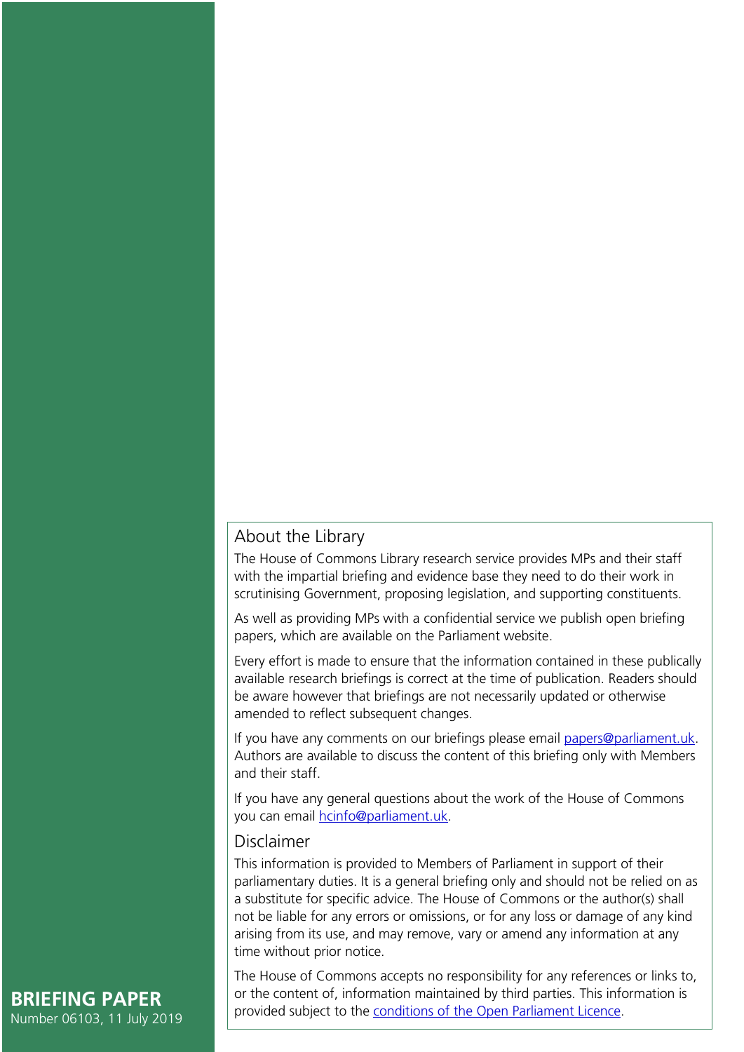## About the Library

The House of Commons Library research service provides MPs and their staff with the impartial briefing and evidence base they need to do their work in scrutinising Government, proposing legislation, and supporting constituents.

As well as providing MPs with a confidential service we publish open briefing papers, which are available on the Parliament website.

Every effort is made to ensure that the information contained in these publically available research briefings is correct at the time of publication. Readers should be aware however that briefings are not necessarily updated or otherwise amended to reflect subsequent changes.

If you have any comments on our briefings please email papers@parliament.uk. Authors are available to discuss the content of this briefing only with Members and their staff.

If you have any general questions about the work of the House of Commons you can email hcinfo@parliament.uk.

## Disclaimer

This information is provided to Members of Parliament in support of their parliamentary duties. It is a general briefing only and should not be relied on as a substitute for specific advice. The House of Commons or the author(s) shall not be liable for any errors or omissions, or for any loss or damage of any kind arising from its use, and may remove, vary or amend any information at any time without prior notice.

The House of Commons accepts no responsibility for any references or links to, or the content of, information maintained by third parties. This information is provided subject to the conditions of the Open Parliament Licence.

**BRIEFING PAPER**
Number 06103, 11 July 2019